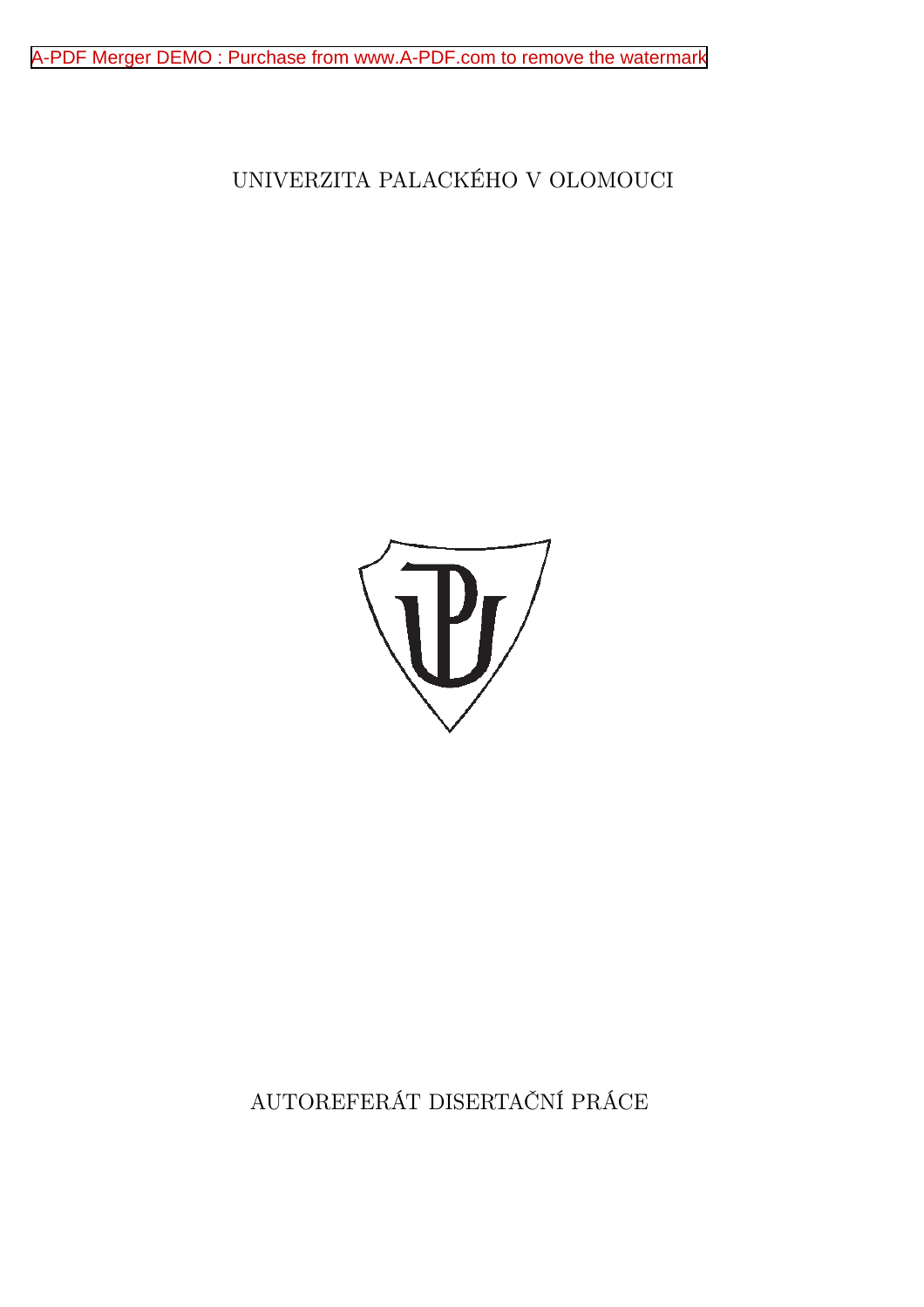UNIVERZITA PALACKÉHO V OLOMOUCI

AUTOREFERÁT DISERTAČNÍ PRÁCE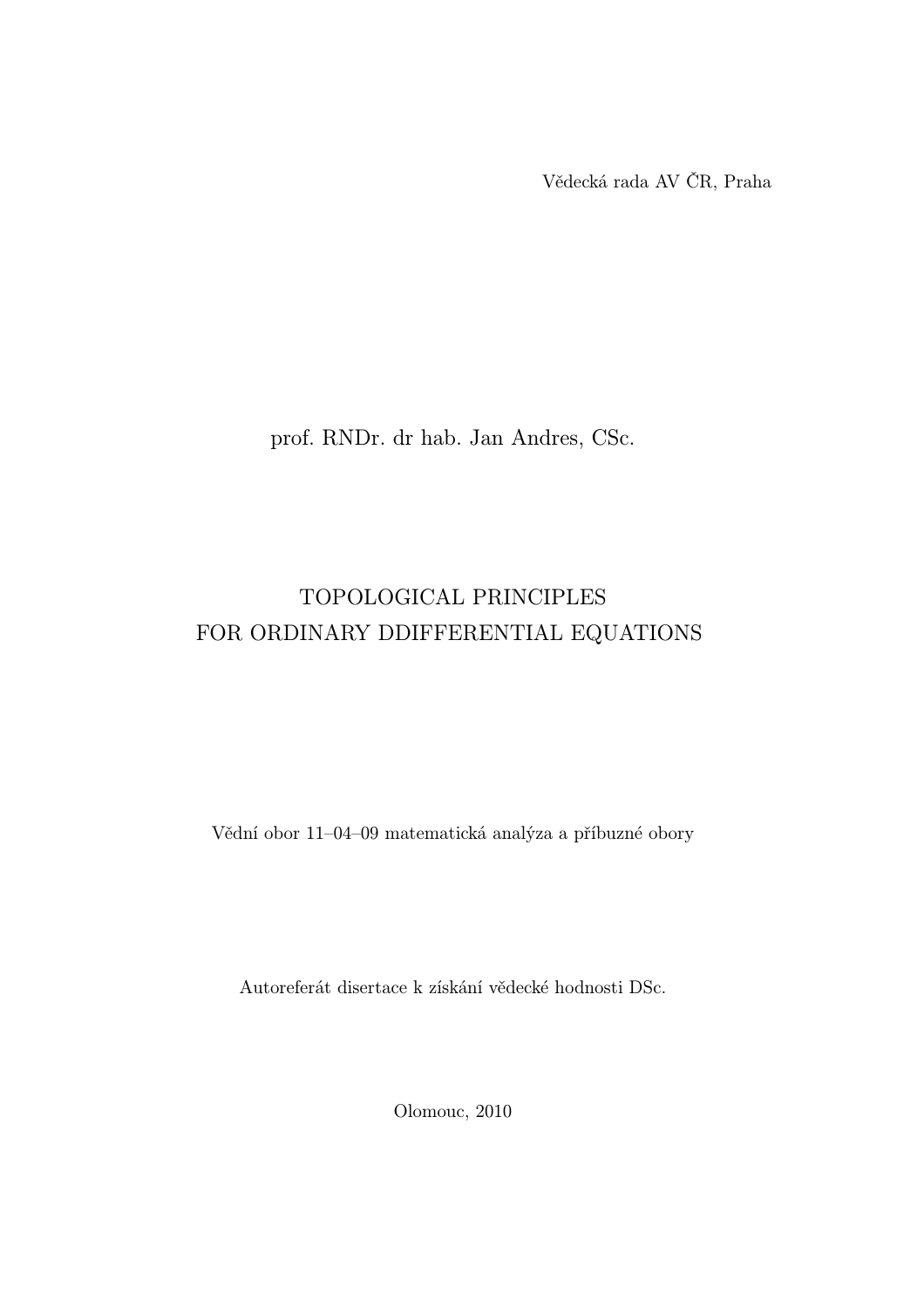Vědecká rada AV ČR, Praha

prof. RNDr. dr hab. Jan Andres, CSc.

# TOPOLOGICAL PRINCIPLES FOR ORDINARY DDIFFERENTIAL EQUATIONS

Vědní obor 11–04–09 matematická analýza a příbuzné obory

Autoreferát disertace k získání vědecké hodnosti DSc.

Olomouc, 2010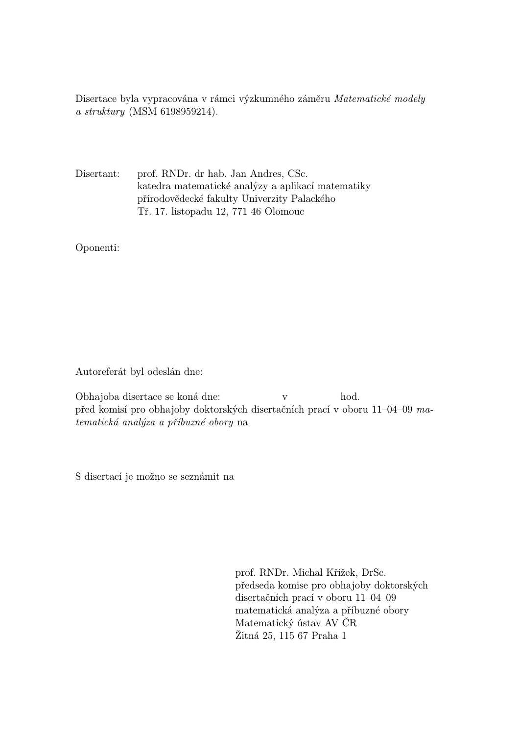Disertace byla vypracována v rámci výzkumného záměru *Matematické modely a struktury* (MSM 6198959214).

Disertant: prof. RNDr. dr hab. Jan Andres, CSc.
katedra matematické analýzy a aplikací matematiky
přírodovědecké fakulty Univerzity Palackého
Tř. 17. listopadu 12, 771 46 Olomouc

Oponenti:

Autoreferát byl odeslán dne:

Obhajoba disertace se koná dne: v hod.
před komisí pro obhajoby doktorských disertačních prací v oboru 11–04–09 *matematická analýza a příbuzné obory* na

S disertací je možno se seznámit na

prof. RNDr. Michal Křížek, DrSc.
předseda komise pro obhajoby doktorských disertačních prací v oboru 11–04–09
matematická analýza a příbuzné obory
Matematický ústav AV ČR
Žitná 25, 115 67 Praha 1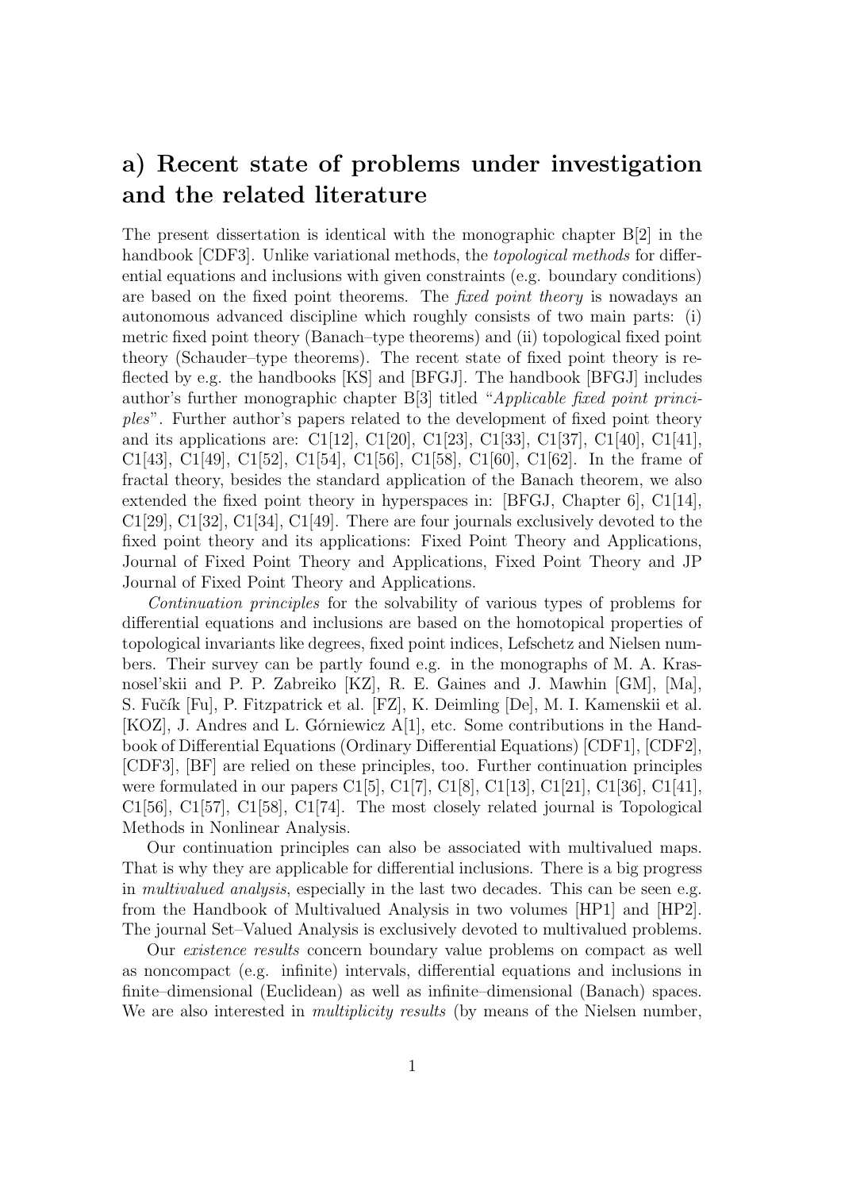# a) Recent state of problems under investigation and the related literature

The present dissertation is identical with the monographic chapter B[2] in the handbook [CDF3]. Unlike variational methods, the *topological methods* for differential equations and inclusions with given constraints (e.g. boundary conditions) are based on the fixed point theorems. The *fixed point theory* is nowadays an autonomous advanced discipline which roughly consists of two main parts: (i) metric fixed point theory (Banach–type theorems) and (ii) topological fixed point theory (Schauder–type theorems). The recent state of fixed point theory is reflected by e.g. the handbooks [KS] and [BFGJ]. The handbook [BFGJ] includes author's further monographic chapter B[3] titled "*Applicable fixed point principles*". Further author's papers related to the development of fixed point theory and its applications are: C1[12], C1[20], C1[23], C1[33], C1[37], C1[40], C1[41], C1[43], C1[49], C1[52], C1[54], C1[56], C1[58], C1[60], C1[62]. In the frame of fractal theory, besides the standard application of the Banach theorem, we also extended the fixed point theory in hyperspaces in: [BFGJ, Chapter 6], C1[14], C1[29], C1[32], C1[34], C1[49]. There are four journals exclusively devoted to the fixed point theory and its applications: Fixed Point Theory and Applications, Journal of Fixed Point Theory and Applications, Fixed Point Theory and JP Journal of Fixed Point Theory and Applications.

*Continuation principles* for the solvability of various types of problems for differential equations and inclusions are based on the homotopical properties of topological invariants like degrees, fixed point indices, Lefschetz and Nielsen numbers. Their survey can be partly found e.g. in the monographs of M. A. Krasnosel'skii and P. P. Zabreiko [KZ], R. E. Gaines and J. Mawhin [GM], [Ma], S. Fučík [Fu], P. Fitzpatrick et al. [FZ], K. Deimling [De], M. I. Kamenskii et al. [KOZ], J. Andres and L. Górniewicz A[1], etc. Some contributions in the Handbook of Differential Equations (Ordinary Differential Equations) [CDF1], [CDF2], [CDF3], [BF] are relied on these principles, too. Further continuation principles were formulated in our papers C1[5], C1[7], C1[8], C1[13], C1[21], C1[36], C1[41], C1[56], C1[57], C1[58], C1[74]. The most closely related journal is Topological Methods in Nonlinear Analysis.

Our continuation principles can also be associated with multivalued maps. That is why they are applicable for differential inclusions. There is a big progress in *multivalued analysis*, especially in the last two decades. This can be seen e.g. from the Handbook of Multivalued Analysis in two volumes [HP1] and [HP2]. The journal Set–Valued Analysis is exclusively devoted to multivalued problems.

Our *existence results* concern boundary value problems on compact as well as noncompact (e.g. infinite) intervals, differential equations and inclusions in finite–dimensional (Euclidean) as well as infinite–dimensional (Banach) spaces. We are also interested in *multiplicity results* (by means of the Nielsen number,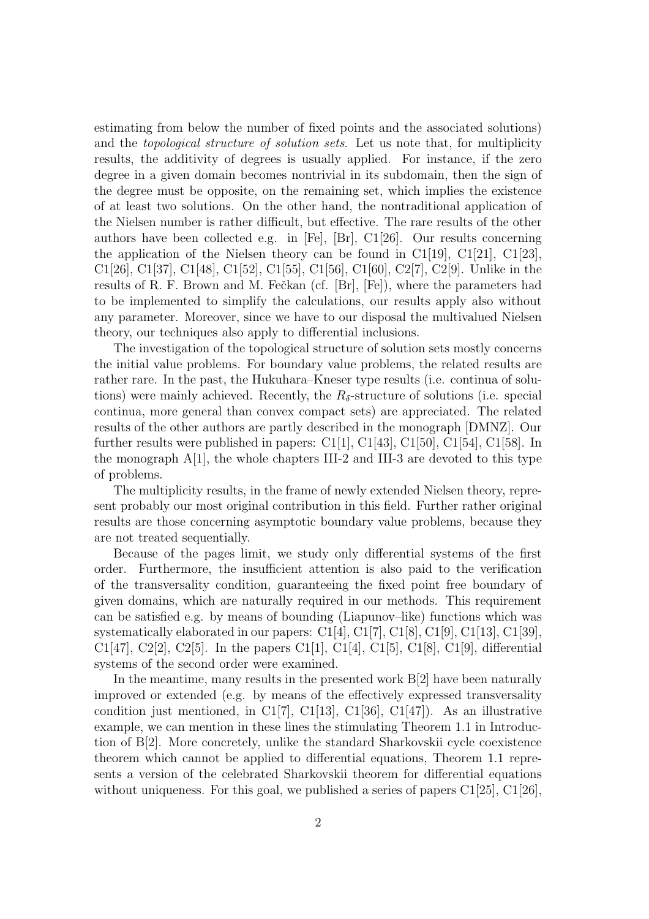estimating from below the number of fixed points and the associated solutions) and the *topological structure of solution sets*. Let us note that, for multiplicity results, the additivity of degrees is usually applied. For instance, if the zero degree in a given domain becomes nontrivial in its subdomain, then the sign of the degree must be opposite, on the remaining set, which implies the existence of at least two solutions. On the other hand, the nontraditional application of the Nielsen number is rather difficult, but effective. The rare results of the other authors have been collected e.g. in [Fe], [Br], C1[26]. Our results concerning the application of the Nielsen theory can be found in C1[19], C1[21], C1[23], C1[26], C1[37], C1[48], C1[52], C1[55], C1[56], C1[60], C2[7], C2[9]. Unlike in the results of R. F. Brown and M. Fečkan (cf. [Br], [Fe]), where the parameters had to be implemented to simplify the calculations, our results apply also without any parameter. Moreover, since we have to our disposal the multivalued Nielsen theory, our techniques also apply to differential inclusions.

The investigation of the topological structure of solution sets mostly concerns the initial value problems. For boundary value problems, the related results are rather rare. In the past, the Hukuhara–Kneser type results (i.e. continua of solutions) were mainly achieved. Recently, the $R_\delta$-structure of solutions (i.e. special continua, more general than convex compact sets) are appreciated. The related results of the other authors are partly described in the monograph [DMNZ]. Our further results were published in papers: C1[1], C1[43], C1[50], C1[54], C1[58]. In the monograph A[1], the whole chapters III-2 and III-3 are devoted to this type of problems.

The multiplicity results, in the frame of newly extended Nielsen theory, represent probably our most original contribution in this field. Further rather original results are those concerning asymptotic boundary value problems, because they are not treated sequentially.

Because of the pages limit, we study only differential systems of the first order. Furthermore, the insufficient attention is also paid to the verification of the transversality condition, guaranteeing the fixed point free boundary of given domains, which are naturally required in our methods. This requirement can be satisfied e.g. by means of bounding (Liapunov–like) functions which was systematically elaborated in our papers: C1[4], C1[7], C1[8], C1[9], C1[13], C1[39], C1[47], C2[2], C2[5]. In the papers C1[1], C1[4], C1[5], C1[8], C1[9], differential systems of the second order were examined.

In the meantime, many results in the presented work B[2] have been naturally improved or extended (e.g. by means of the effectively expressed transversality condition just mentioned, in C1[7], C1[13], C1[36], C1[47]). As an illustrative example, we can mention in these lines the stimulating Theorem 1.1 in Introduction of B[2]. More concretely, unlike the standard Sharkovskii cycle coexistence theorem which cannot be applied to differential equations, Theorem 1.1 represents a version of the celebrated Sharkovskii theorem for differential equations without uniqueness. For this goal, we published a series of papers C1[25], C1[26],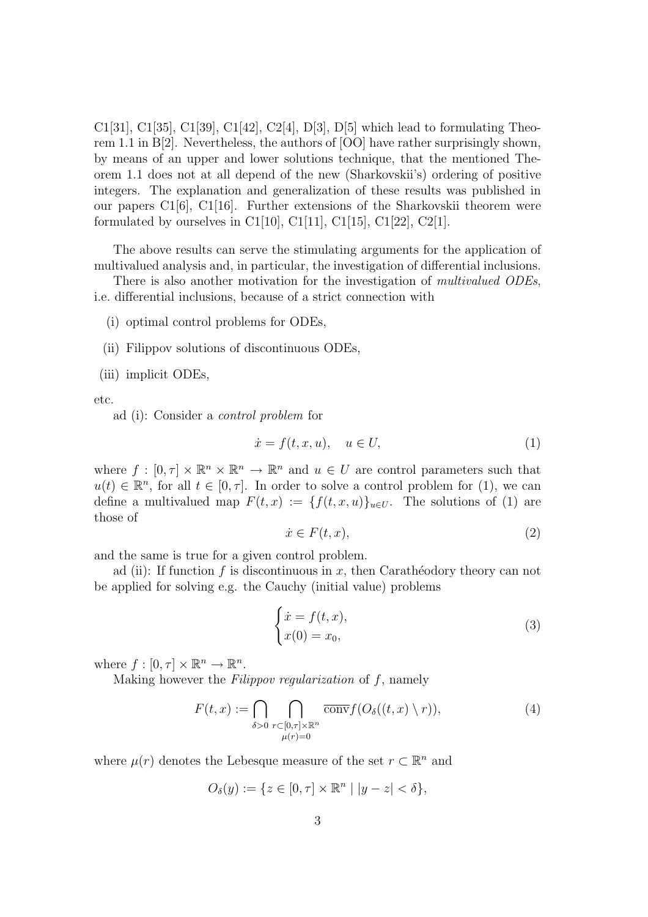C1[31], C1[35], C1[39], C1[42], C2[4], D[3], D[5] which lead to formulating Theorem 1.1 in B[2]. Nevertheless, the authors of [OO] have rather surprisingly shown, by means of an upper and lower solutions technique, that the mentioned Theorem 1.1 does not at all depend of the new (Sharkovskii's) ordering of positive integers. The explanation and generalization of these results was published in our papers C1[6], C1[16]. Further extensions of the Sharkovskii theorem were formulated by ourselves in C1[10], C1[11], C1[15], C1[22], C2[1].

The above results can serve the stimulating arguments for the application of multivalued analysis and, in particular, the investigation of differential inclusions.

There is also another motivation for the investigation of *multivalued ODEs*, i.e. differential inclusions, because of a strict connection with

(i) optimal control problems for ODEs,

(ii) Filippov solutions of discontinuous ODEs,

(iii) implicit ODEs,

etc.

ad (i): Consider a *control problem* for

$$\dot{x} = f(t, x, u), \quad u \in U, \tag{1}$$

where $f : [0, \tau] \times \mathbb{R}^n \times \mathbb{R}^n \to \mathbb{R}^n$ and $u \in U$ are control parameters such that $u(t) \in \mathbb{R}^n$, for all $t \in [0, \tau]$. In order to solve a control problem for (1), we can define a multivalued map $F(t, x) := \{f(t, x, u)\}_{u \in U}$. The solutions of (1) are those of

$$\dot{x} \in F(t, x), \tag{2}$$

and the same is true for a given control problem.

ad (ii): If function $f$ is discontinuous in $x$, then Carathéodory theory can not be applied for solving e.g. the Cauchy (initial value) problems

$$\begin{cases} \dot{x} = f(t, x), \\ x(0) = x_0, \end{cases} \tag{3}$$

where $f : [0, \tau] \times \mathbb{R}^n \to \mathbb{R}^n$.

Making however the *Filippov regularization* of $f$, namely

$$F(t, x) := \bigcap_{\delta > 0} \bigcap_{\substack{r \subset [0,\tau] \times \mathbb{R}^n \\ \mu(r) = 0}} \overline{\text{conv}} f(O_\delta((t, x) \setminus r)), \tag{4}$$

where $\mu(r)$ denotes the Lebesque measure of the set $r \subset \mathbb{R}^n$ and

$$O_\delta(y) := \{z \in [0, \tau] \times \mathbb{R}^n \mid |y - z| < \delta\},$$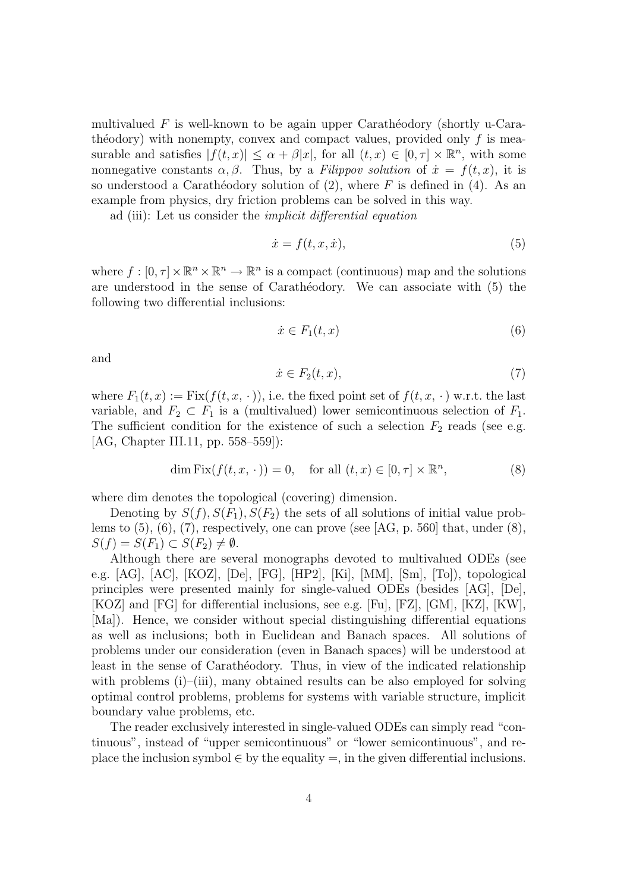multivalued $F$ is well-known to be again upper Carathéodory (shortly u-Carathéodory) with nonempty, convex and compact values, provided only $f$ is measurable and satisfies $|f(t,x)| \leq \alpha + \beta|x|$, for all $(t,x) \in [0,\tau] \times \mathbb{R}^n$, with some nonnegative constants $\alpha, \beta$. Thus, by a *Filippov solution* of $\dot{x} = f(t,x)$, it is so understood a Carathéodory solution of (2), where $F$ is defined in (4). As an example from physics, dry friction problems can be solved in this way.

ad (iii): Let us consider the *implicit differential equation*

$$\dot{x} = f(t, x, \dot{x}), \tag{5}$$

where $f : [0,\tau] \times \mathbb{R}^n \times \mathbb{R}^n \to \mathbb{R}^n$ is a compact (continuous) map and the solutions are understood in the sense of Carathéodory. We can associate with (5) the following two differential inclusions:

$$\dot{x} \in F_1(t,x) \tag{6}$$

and

$$\dot{x} \in F_2(t,x), \tag{7}$$

where $F_1(t,x) := \mathrm{Fix}(f(t,x,\,\cdot\,))$, i.e. the fixed point set of $f(t,x,\,\cdot\,)$ w.r.t. the last variable, and $F_2 \subset F_1$ is a (multivalued) lower semicontinuous selection of $F_1$. The sufficient condition for the existence of such a selection $F_2$ reads (see e.g. [AG, Chapter III.11, pp. 558–559]):

$$\dim \mathrm{Fix}(f(t,x,\,\cdot\,)) = 0, \quad \text{for all } (t,x) \in [0,\tau] \times \mathbb{R}^n, \tag{8}$$

where dim denotes the topological (covering) dimension.

Denoting by $S(f), S(F_1), S(F_2)$ the sets of all solutions of initial value problems to (5), (6), (7), respectively, one can prove (see [AG, p. 560] that, under (8), $S(f) = S(F_1) \subset S(F_2) \neq \emptyset$.

Although there are several monographs devoted to multivalued ODEs (see e.g. [AG], [AC], [KOZ], [De], [FG], [HP2], [Ki], [MM], [Sm], [To]), topological principles were presented mainly for single-valued ODEs (besides [AG], [De], [KOZ] and [FG] for differential inclusions, see e.g. [Fu], [FZ], [GM], [KZ], [KW], [Ma]). Hence, we consider without special distinguishing differential equations as well as inclusions; both in Euclidean and Banach spaces. All solutions of problems under our consideration (even in Banach spaces) will be understood at least in the sense of Carathéodory. Thus, in view of the indicated relationship with problems (i)–(iii), many obtained results can be also employed for solving optimal control problems, problems for systems with variable structure, implicit boundary value problems, etc.

The reader exclusively interested in single-valued ODEs can simply read "continuous", instead of "upper semicontinuous" or "lower semicontinuous", and replace the inclusion symbol $\in$ by the equality $=$, in the given differential inclusions.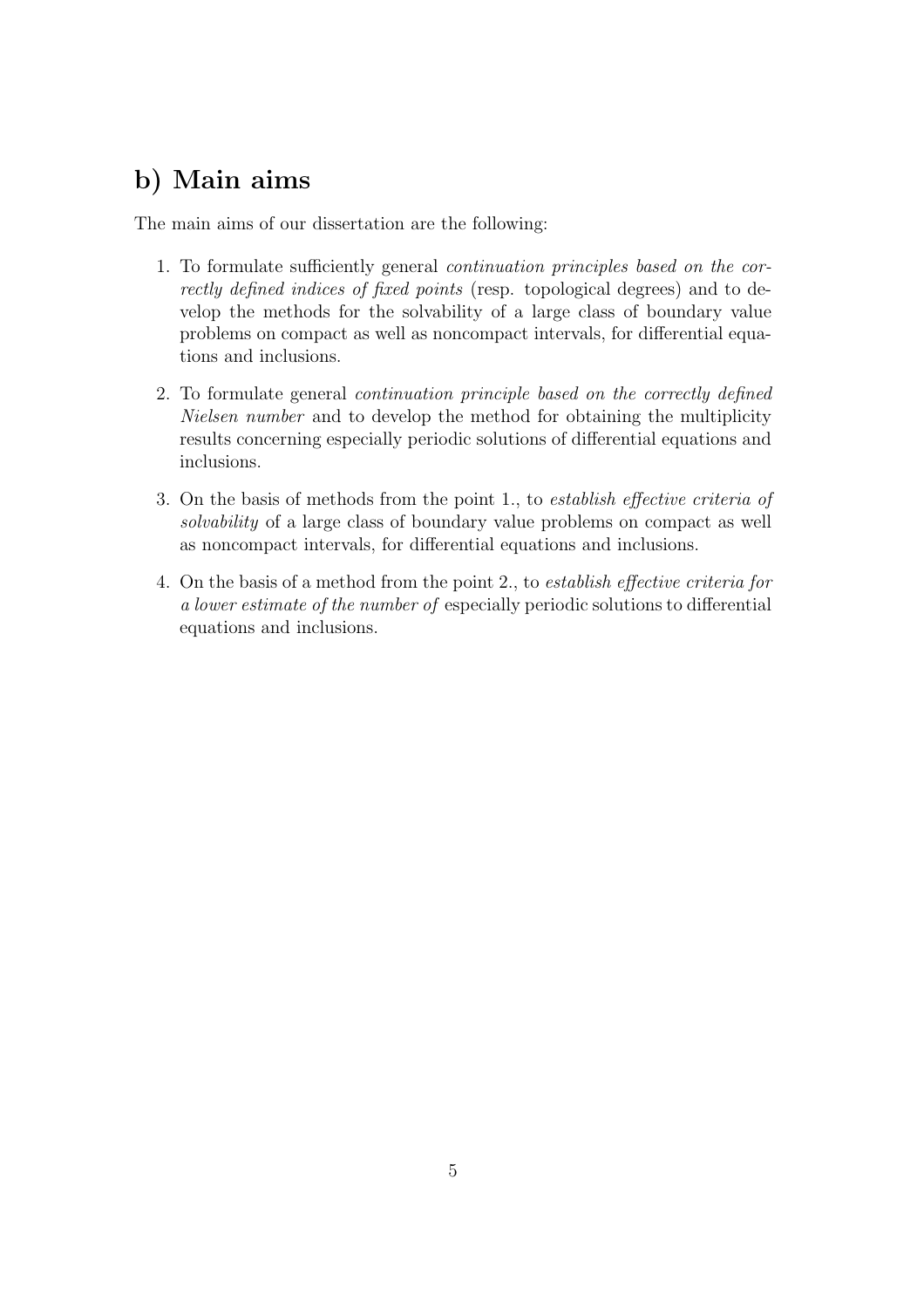## b) Main aims

The main aims of our dissertation are the following:

1. To formulate sufficiently general *continuation principles based on the correctly defined indices of fixed points* (resp. topological degrees) and to develop the methods for the solvability of a large class of boundary value problems on compact as well as noncompact intervals, for differential equations and inclusions.

2. To formulate general *continuation principle based on the correctly defined Nielsen number* and to develop the method for obtaining the multiplicity results concerning especially periodic solutions of differential equations and inclusions.

3. On the basis of methods from the point 1., to *establish effective criteria of solvability* of a large class of boundary value problems on compact as well as noncompact intervals, for differential equations and inclusions.

4. On the basis of a method from the point 2., to *establish effective criteria for a lower estimate of the number of* especially periodic solutions to differential equations and inclusions.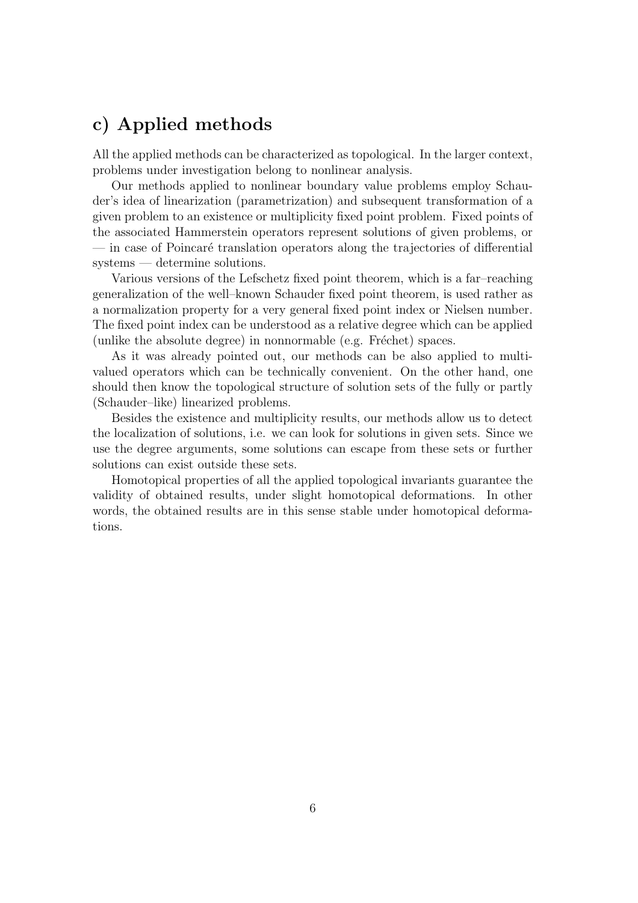## c) Applied methods

All the applied methods can be characterized as topological. In the larger context, problems under investigation belong to nonlinear analysis.

Our methods applied to nonlinear boundary value problems employ Schauder's idea of linearization (parametrization) and subsequent transformation of a given problem to an existence or multiplicity fixed point problem. Fixed points of the associated Hammerstein operators represent solutions of given problems, or — in case of Poincaré translation operators along the trajectories of differential systems — determine solutions.

Various versions of the Lefschetz fixed point theorem, which is a far–reaching generalization of the well–known Schauder fixed point theorem, is used rather as a normalization property for a very general fixed point index or Nielsen number. The fixed point index can be understood as a relative degree which can be applied (unlike the absolute degree) in nonnormable (e.g. Fréchet) spaces.

As it was already pointed out, our methods can be also applied to multivalued operators which can be technically convenient. On the other hand, one should then know the topological structure of solution sets of the fully or partly (Schauder–like) linearized problems.

Besides the existence and multiplicity results, our methods allow us to detect the localization of solutions, i.e. we can look for solutions in given sets. Since we use the degree arguments, some solutions can escape from these sets or further solutions can exist outside these sets.

Homotopical properties of all the applied topological invariants guarantee the validity of obtained results, under slight homotopical deformations. In other words, the obtained results are in this sense stable under homotopical deformations.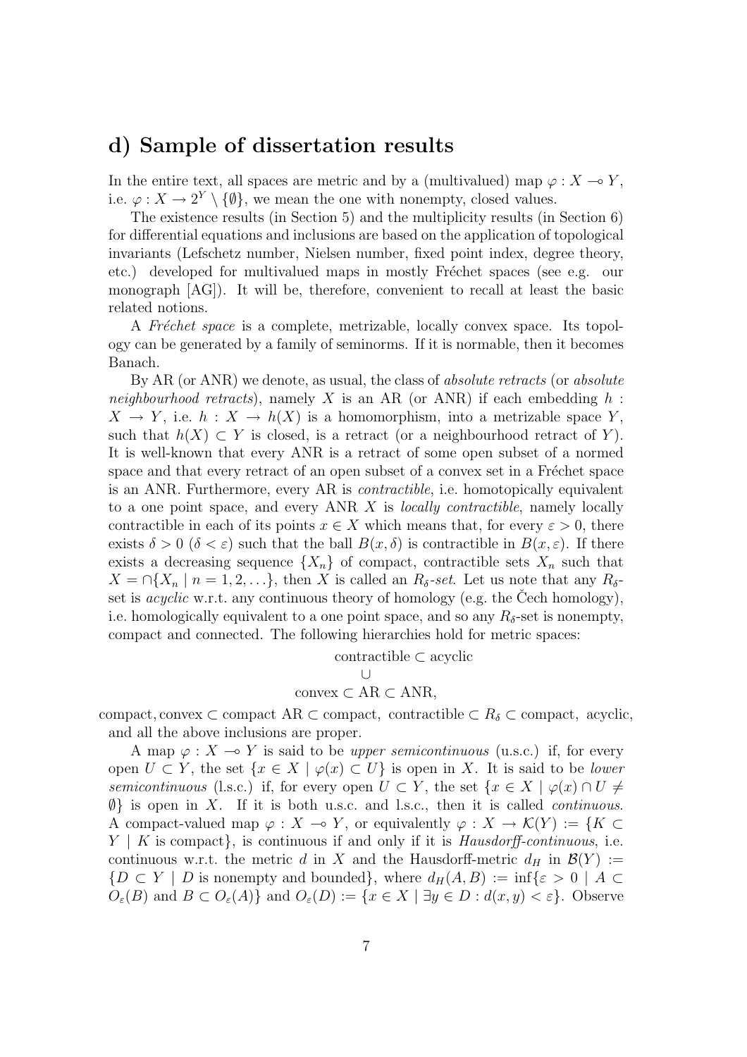## d) Sample of dissertation results

In the entire text, all spaces are metric and by a (multivalued) map $\varphi : X \multimap Y$, i.e. $\varphi : X \to 2^Y \setminus \{\emptyset\}$, we mean the one with nonempty, closed values.

The existence results (in Section 5) and the multiplicity results (in Section 6) for differential equations and inclusions are based on the application of topological invariants (Lefschetz number, Nielsen number, fixed point index, degree theory, etc.) developed for multivalued maps in mostly Fréchet spaces (see e.g. our monograph [AG]). It will be, therefore, convenient to recall at least the basic related notions.

A *Fréchet space* is a complete, metrizable, locally convex space. Its topology can be generated by a family of seminorms. If it is normable, then it becomes Banach.

By AR (or ANR) we denote, as usual, the class of *absolute retracts* (or *absolute neighbourhood retracts*), namely $X$ is an AR (or ANR) if each embedding $h : X \to Y$, i.e. $h : X \to h(X)$ is a homomorphism, into a metrizable space $Y$, such that $h(X) \subset Y$ is closed, is a retract (or a neighbourhood retract of $Y$). It is well-known that every ANR is a retract of some open subset of a normed space and that every retract of an open subset of a convex set in a Fréchet space is an ANR. Furthermore, every AR is *contractible*, i.e. homotopically equivalent to a one point space, and every ANR $X$ is *locally contractible*, namely locally contractible in each of its points $x \in X$ which means that, for every $\varepsilon > 0$, there exists $\delta > 0$ ($\delta < \varepsilon$) such that the ball $B(x, \delta)$ is contractible in $B(x, \varepsilon)$. If there exists a decreasing sequence $\{X_n\}$ of compact, contractible sets $X_n$ such that $X = \cap\{X_n \mid n = 1, 2, \ldots\}$, then $X$ is called an *$R_\delta$-set*. Let us note that any $R_\delta$-set is *acyclic* w.r.t. any continuous theory of homology (e.g. the Čech homology), i.e. homologically equivalent to a one point space, and so any $R_\delta$-set is nonempty, compact and connected. The following hierarchies hold for metric spaces:

$$\begin{array}{c} \text{contractible} \subset \text{acyclic} \\ \cup \\ \text{convex} \subset \text{AR} \subset \text{ANR}, \end{array}$$

$$\text{compact, convex} \subset \text{compact AR} \subset \text{compact, contractible} \subset R_\delta \subset \text{compact, acyclic,}$$

and all the above inclusions are proper.

A map $\varphi : X \multimap Y$ is said to be *upper semicontinuous* (u.s.c.) if, for every open $U \subset Y$, the set $\{x \in X \mid \varphi(x) \subset U\}$ is open in $X$. It is said to be *lower semicontinuous* (l.s.c.) if, for every open $U \subset Y$, the set $\{x \in X \mid \varphi(x) \cap U \neq \emptyset\}$ is open in $X$. If it is both u.s.c. and l.s.c., then it is called *continuous*. A compact-valued map $\varphi : X \multimap Y$, or equivalently $\varphi : X \to \mathcal{K}(Y) := \{K \subset Y \mid K \text{ is compact}\}$, is continuous if and only if it is *Hausdorff-continuous*, i.e. continuous w.r.t. the metric $d$ in $X$ and the Hausdorff-metric $d_H$ in $\mathcal{B}(Y) := \{D \subset Y \mid D \text{ is nonempty and bounded}\}$, where $d_H(A, B) := \inf\{\varepsilon > 0 \mid A \subset O_\varepsilon(B) \text{ and } B \subset O_\varepsilon(A)\}$ and $O_\varepsilon(D) := \{x \in X \mid \exists y \in D : d(x, y) < \varepsilon\}$. Observe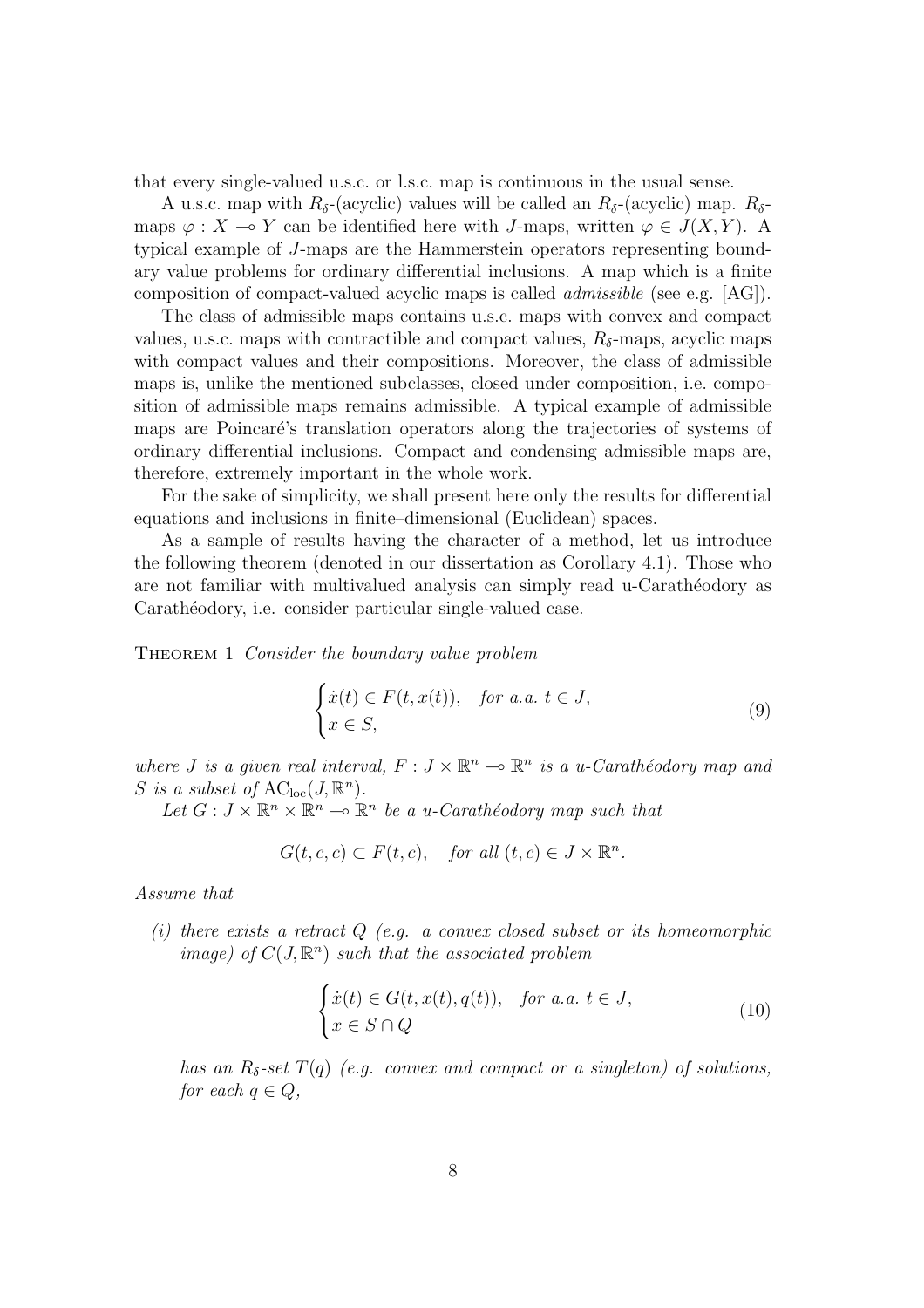that every single-valued u.s.c. or l.s.c. map is continuous in the usual sense.

A u.s.c. map with $R_\delta$-(acyclic) values will be called an $R_\delta$-(acyclic) map. $R_\delta$-maps $\varphi : X \multimap Y$ can be identified here with $J$-maps, written $\varphi \in J(X,Y)$. A typical example of $J$-maps are the Hammerstein operators representing boundary value problems for ordinary differential inclusions. A map which is a finite composition of compact-valued acyclic maps is called *admissible* (see e.g. [AG]).

The class of admissible maps contains u.s.c. maps with convex and compact values, u.s.c. maps with contractible and compact values, $R_\delta$-maps, acyclic maps with compact values and their compositions. Moreover, the class of admissible maps is, unlike the mentioned subclasses, closed under composition, i.e. composition of admissible maps remains admissible. A typical example of admissible maps are Poincaré's translation operators along the trajectories of systems of ordinary differential inclusions. Compact and condensing admissible maps are, therefore, extremely important in the whole work.

For the sake of simplicity, we shall present here only the results for differential equations and inclusions in finite–dimensional (Euclidean) spaces.

As a sample of results having the character of a method, let us introduce the following theorem (denoted in our dissertation as Corollary 4.1). Those who are not familiar with multivalued analysis can simply read u-Carathéodory as Carathéodory, i.e. consider particular single-valued case.

Theorem 1 *Consider the boundary value problem*

$$\begin{cases} \dot{x}(t) \in F(t, x(t)), & \text{for a.a. } t \in J, \\ x \in S, \end{cases} \tag{9}$$

*where $J$ is a given real interval, $F : J \times \mathbb{R}^n \multimap \mathbb{R}^n$ is a u-Carathéodory map and $S$ is a subset of $\mathrm{AC}_{\mathrm{loc}}(J, \mathbb{R}^n)$.*

*Let $G : J \times \mathbb{R}^n \times \mathbb{R}^n \multimap \mathbb{R}^n$ be a u-Carathéodory map such that*

$$G(t, c, c) \subset F(t, c), \quad \text{for all } (t, c) \in J \times \mathbb{R}^n.$$

*Assume that*

*(i) there exists a retract $Q$ (e.g. a convex closed subset or its homeomorphic image) of $C(J, \mathbb{R}^n)$ such that the associated problem*

$$\begin{cases} \dot{x}(t) \in G(t, x(t), q(t)), & \text{for a.a. } t \in J, \\ x \in S \cap Q \end{cases} \tag{10}$$

*has an $R_\delta$-set $T(q)$ (e.g. convex and compact or a singleton) of solutions, for each $q \in Q$,*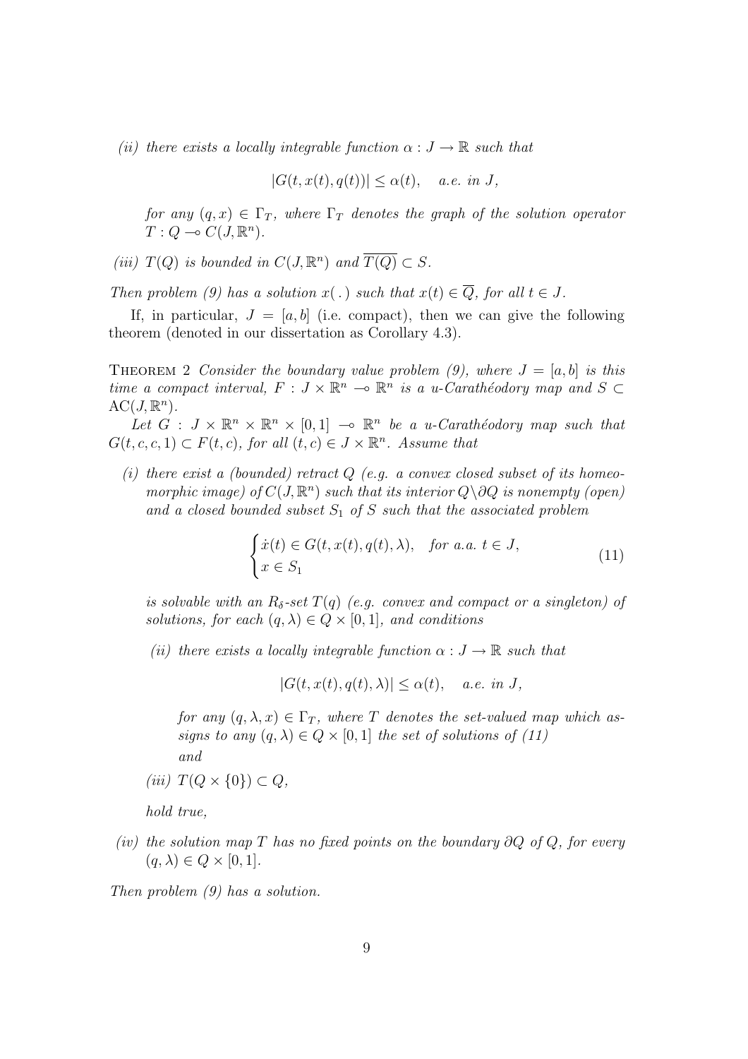*(ii) there exists a locally integrable function $\alpha : J \to \mathbb{R}$ such that*

$$|G(t, x(t), q(t))| \leq \alpha(t), \quad a.e. \text{ in } J,$$

*for any $(q, x) \in \Gamma_T$, where $\Gamma_T$ denotes the graph of the solution operator $T : Q \multimap C(J, \mathbb{R}^n)$.*

*(iii) $T(Q)$ is bounded in $C(J, \mathbb{R}^n)$ and $\overline{T(Q)} \subset S$.*

*Then problem (9) has a solution $x(\,.\,)$ such that $x(t) \in \overline{Q}$, for all $t \in J$.*

If, in particular, $J = [a, b]$ (i.e. compact), then we can give the following theorem (denoted in our dissertation as Corollary 4.3).

Theorem 2 *Consider the boundary value problem (9), where $J = [a, b]$ is this time a compact interval, $F : J \times \mathbb{R}^n \multimap \mathbb{R}^n$ is a u-Carathéodory map and $S \subset \mathrm{AC}(J, \mathbb{R}^n)$.*

*Let $G : J \times \mathbb{R}^n \times \mathbb{R}^n \times [0, 1] \multimap \mathbb{R}^n$ be a u-Carathéodory map such that $G(t, c, c, 1) \subset F(t, c)$, for all $(t, c) \in J \times \mathbb{R}^n$. Assume that*

*(i) there exist a (bounded) retract $Q$ (e.g. a convex closed subset of its homeomorphic image) of $C(J, \mathbb{R}^n)$ such that its interior $Q \backslash \partial Q$ is nonempty (open) and a closed bounded subset $S_1$ of $S$ such that the associated problem*

$$\begin{cases} \dot{x}(t) \in G(t, x(t), q(t), \lambda), & \text{for a.a. } t \in J, \\ x \in S_1 \end{cases} \tag{11}$$

*is solvable with an $R_\delta$-set $T(q)$ (e.g. convex and compact or a singleton) of solutions, for each $(q, \lambda) \in Q \times [0, 1]$, and conditions*

*(ii) there exists a locally integrable function $\alpha : J \to \mathbb{R}$ such that*

$$|G(t, x(t), q(t), \lambda)| \leq \alpha(t), \quad a.e. \text{ in } J,$$

*for any $(q, \lambda, x) \in \Gamma_T$, where $T$ denotes the set-valued map which assigns to any $(q, \lambda) \in Q \times [0, 1]$ the set of solutions of (11) and*

*(iii) $T(Q \times \{0\}) \subset Q$,*

*hold true,*

*(iv) the solution map $T$ has no fixed points on the boundary $\partial Q$ of $Q$, for every $(q, \lambda) \in Q \times [0, 1]$.*

*Then problem (9) has a solution.*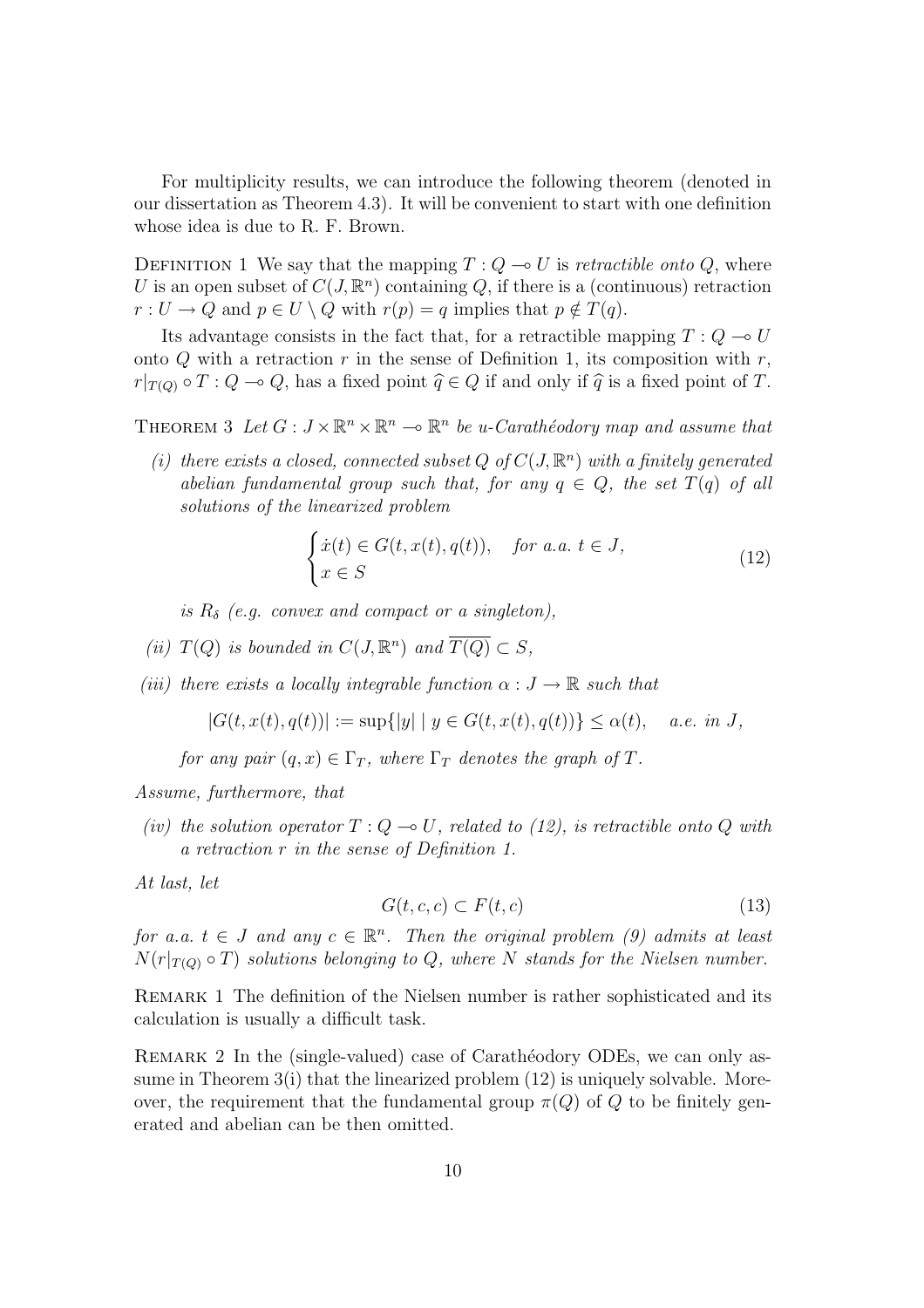For multiplicity results, we can introduce the following theorem (denoted in our dissertation as Theorem 4.3). It will be convenient to start with one definition whose idea is due to R. F. Brown.

Definition 1 We say that the mapping $T : Q \multimap U$ is *retractible onto* $Q$, where $U$ is an open subset of $C(J, \mathbb{R}^n)$ containing $Q$, if there is a (continuous) retraction $r : U \to Q$ and $p \in U \setminus Q$ with $r(p) = q$ implies that $p \notin T(q)$.

Its advantage consists in the fact that, for a retractible mapping $T : Q \multimap U$ onto $Q$ with a retraction $r$ in the sense of Definition 1, its composition with $r$, $r|_{T(Q)} \circ T : Q \multimap Q$, has a fixed point $\widehat{q} \in Q$ if and only if $\widehat{q}$ is a fixed point of $T$.

Theorem 3 *Let $G : J \times \mathbb{R}^n \times \mathbb{R}^n \multimap \mathbb{R}^n$ be u-Carathéodory map and assume that*

*(i) there exists a closed, connected subset $Q$ of $C(J, \mathbb{R}^n)$ with a finitely generated abelian fundamental group such that, for any $q \in Q$, the set $T(q)$ of all solutions of the linearized problem*

$$\begin{cases} \dot{x}(t) \in G(t, x(t), q(t)), & \text{for a.a. } t \in J, \\ x \in S \end{cases} \tag{12}$$

*is $R_\delta$ (e.g. convex and compact or a singleton),*

*(ii) $T(Q)$ is bounded in $C(J, \mathbb{R}^n)$ and $\overline{T(Q)} \subset S$,*

*(iii) there exists a locally integrable function $\alpha : J \to \mathbb{R}$ such that*

$$|G(t, x(t), q(t))| := \sup\{|y| \mid y \in G(t, x(t), q(t))\} \le \alpha(t), \quad \text{a.e. in } J,$$

*for any pair $(q, x) \in \Gamma_T$, where $\Gamma_T$ denotes the graph of $T$.*

*Assume, furthermore, that*

*(iv) the solution operator $T : Q \multimap U$, related to (12), is retractible onto $Q$ with a retraction $r$ in the sense of Definition 1.*

*At last, let*

$$G(t, c, c) \subset F(t, c) \tag{13}$$

*for a.a. $t \in J$ and any $c \in \mathbb{R}^n$. Then the original problem (9) admits at least $N(r|_{T(Q)} \circ T)$ solutions belonging to $Q$, where $N$ stands for the Nielsen number.*

Remark 1 The definition of the Nielsen number is rather sophisticated and its calculation is usually a difficult task.

Remark 2 In the (single-valued) case of Carathéodory ODEs, we can only assume in Theorem 3(i) that the linearized problem (12) is uniquely solvable. Moreover, the requirement that the fundamental group $\pi(Q)$ of $Q$ to be finitely generated and abelian can be then omitted.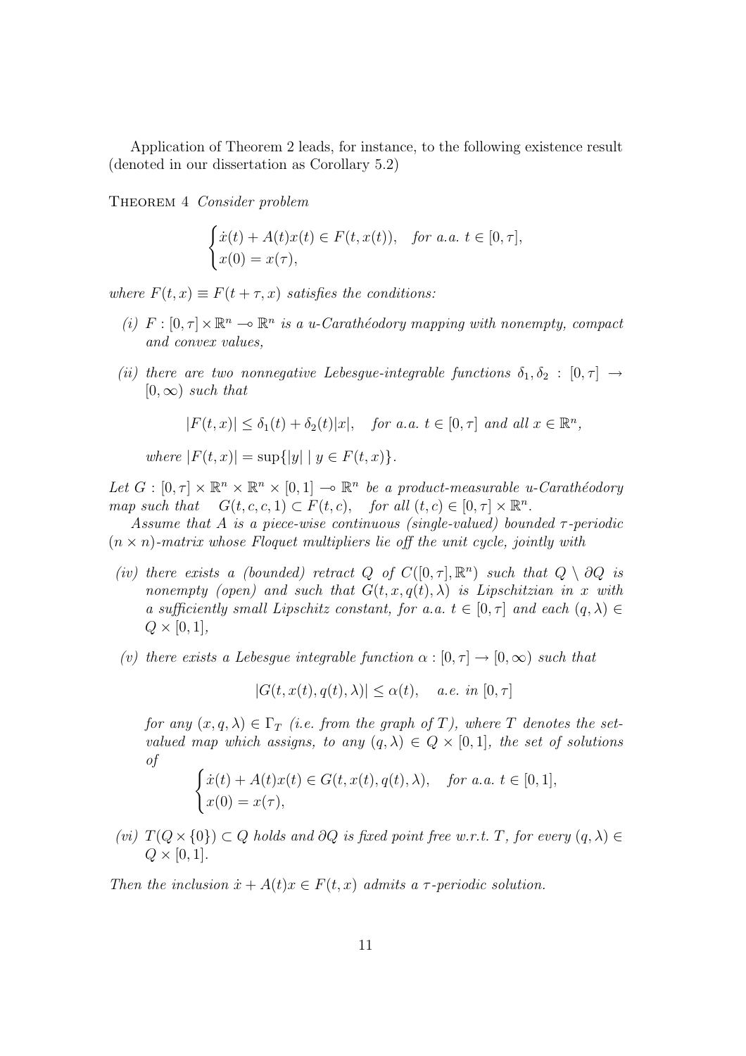Application of Theorem 2 leads, for instance, to the following existence result (denoted in our dissertation as Corollary 5.2)

THEOREM 4 *Consider problem*

$$\begin{cases} \dot{x}(t) + A(t)x(t) \in F(t, x(t)), & \text{for a.a. } t \in [0, \tau], \\ x(0) = x(\tau), \end{cases}$$

*where $F(t, x) \equiv F(t + \tau, x)$ satisfies the conditions:*

*(i) $F : [0, \tau] \times \mathbb{R}^n \multimap \mathbb{R}^n$ is a u-Carathéodory mapping with nonempty, compact and convex values,*

*(ii) there are two nonnegative Lebesgue-integrable functions $\delta_1, \delta_2 : [0, \tau] \to [0, \infty)$ such that*

$$|F(t, x)| \leq \delta_1(t) + \delta_2(t)|x|, \quad \text{for a.a. } t \in [0, \tau] \text{ and all } x \in \mathbb{R}^n,$$

*where $|F(t, x)| = \sup\{|y| \mid y \in F(t, x)\}$.*

*Let $G : [0, \tau] \times \mathbb{R}^n \times \mathbb{R}^n \times [0, 1] \multimap \mathbb{R}^n$ be a product-measurable u-Carathéodory map such that $\quad G(t, c, c, 1) \subset F(t, c), \quad$ for all $(t, c) \in [0, \tau] \times \mathbb{R}^n$.*

*Assume that $A$ is a piece-wise continuous (single-valued) bounded $\tau$-periodic $(n \times n)$-matrix whose Floquet multipliers lie off the unit cycle, jointly with*

*(iv) there exists a (bounded) retract $Q$ of $C([0, \tau], \mathbb{R}^n)$ such that $Q \setminus \partial Q$ is nonempty (open) and such that $G(t, x, q(t), \lambda)$ is Lipschitzian in $x$ with a sufficiently small Lipschitz constant, for a.a. $t \in [0, \tau]$ and each $(q, \lambda) \in Q \times [0, 1]$,*

*(v) there exists a Lebesgue integrable function $\alpha : [0, \tau] \to [0, \infty)$ such that*

$$|G(t, x(t), q(t), \lambda)| \leq \alpha(t), \quad \text{a.e. in } [0, \tau]$$

*for any $(x, q, \lambda) \in \Gamma_T$ (i.e. from the graph of $T$), where $T$ denotes the set-valued map which assigns, to any $(q, \lambda) \in Q \times [0, 1]$, the set of solutions of*

$$\begin{cases} \dot{x}(t) + A(t)x(t) \in G(t, x(t), q(t), \lambda), & \text{for a.a. } t \in [0, 1], \\ x(0) = x(\tau), \end{cases}$$

*(vi) $T(Q \times \{0\}) \subset Q$ holds and $\partial Q$ is fixed point free w.r.t. $T$, for every $(q, \lambda) \in Q \times [0, 1]$.*

*Then the inclusion $\dot{x} + A(t)x \in F(t, x)$ admits a $\tau$-periodic solution.*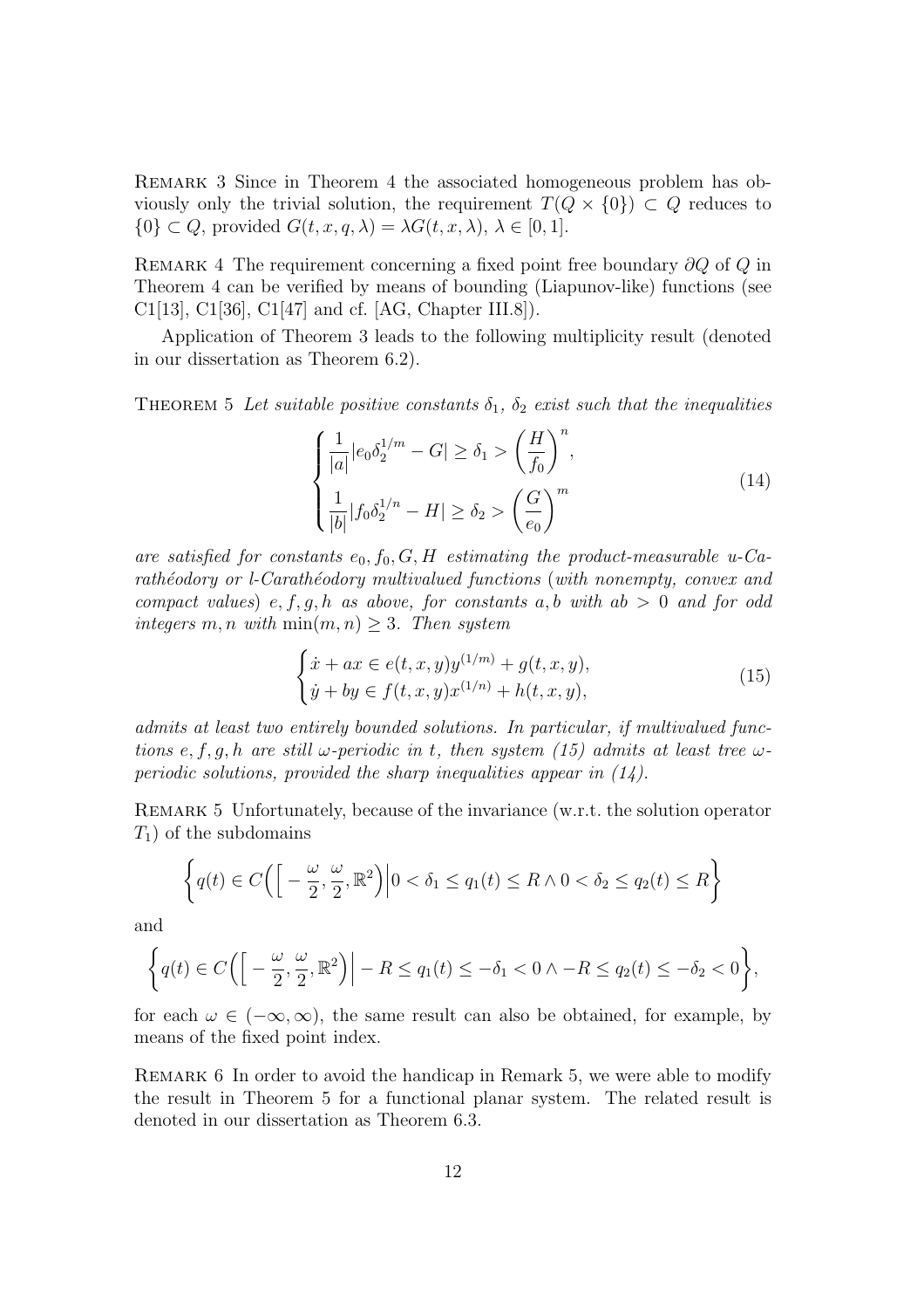Remark 3 Since in Theorem 4 the associated homogeneous problem has obviously only the trivial solution, the requirement $T(Q \times \{0\}) \subset Q$ reduces to $\{0\} \subset Q$, provided $G(t, x, q, \lambda) = \lambda G(t, x, \lambda)$, $\lambda \in [0, 1]$.

Remark 4 The requirement concerning a fixed point free boundary $\partial Q$ of $Q$ in Theorem 4 can be verified by means of bounding (Liapunov-like) functions (see C1[13], C1[36], C1[47] and cf. [AG, Chapter III.8]).

Application of Theorem 3 leads to the following multiplicity result (denoted in our dissertation as Theorem 6.2).

Theorem 5 *Let suitable positive constants $\delta_1$, $\delta_2$ exist such that the inequalities*

$$
\begin{cases}
\dfrac{1}{|a|}|e_0\delta_2^{1/m} - G| \geq \delta_1 > \left(\dfrac{H}{f_0}\right)^n, \\
\dfrac{1}{|b|}|f_0\delta_2^{1/n} - H| \geq \delta_2 > \left(\dfrac{G}{e_0}\right)^m
\end{cases}
\tag{14}
$$

*are satisfied for constants $e_0, f_0, G, H$ estimating the product-measurable u-Carathéodory or l-Carathéodory multivalued functions* (*with nonempty, convex and compact values*) *$e, f, g, h$ as above, for constants $a, b$ with $ab > 0$ and for odd integers $m, n$ with $\min(m, n) \geq 3$. Then system*

$$
\begin{cases}
\dot{x} + ax \in e(t, x, y)y^{(1/m)} + g(t, x, y), \\
\dot{y} + by \in f(t, x, y)x^{(1/n)} + h(t, x, y),
\end{cases}
\tag{15}
$$

*admits at least two entirely bounded solutions. In particular, if multivalued functions $e, f, g, h$ are still $\omega$-periodic in $t$, then system (15) admits at least tree $\omega$-periodic solutions, provided the sharp inequalities appear in (14).*

Remark 5 Unfortunately, because of the invariance (w.r.t. the solution operator $T_1$) of the subdomains

$$
\left\{q(t) \in C\Big(\Big[-\frac{\omega}{2}, \frac{\omega}{2}, \mathbb{R}^2\Big)\Big| 0 < \delta_1 \leq q_1(t) \leq R \wedge 0 < \delta_2 \leq q_2(t) \leq R\right\}
$$

and

$$
\left\{q(t) \in C\Big(\Big[-\frac{\omega}{2}, \frac{\omega}{2}, \mathbb{R}^2\Big)\Big| -R \leq q_1(t) \leq -\delta_1 < 0 \wedge -R \leq q_2(t) \leq -\delta_2 < 0\right\},
$$

for each $\omega \in (-\infty, \infty)$, the same result can also be obtained, for example, by means of the fixed point index.

Remark 6 In order to avoid the handicap in Remark 5, we were able to modify the result in Theorem 5 for a functional planar system. The related result is denoted in our dissertation as Theorem 6.3.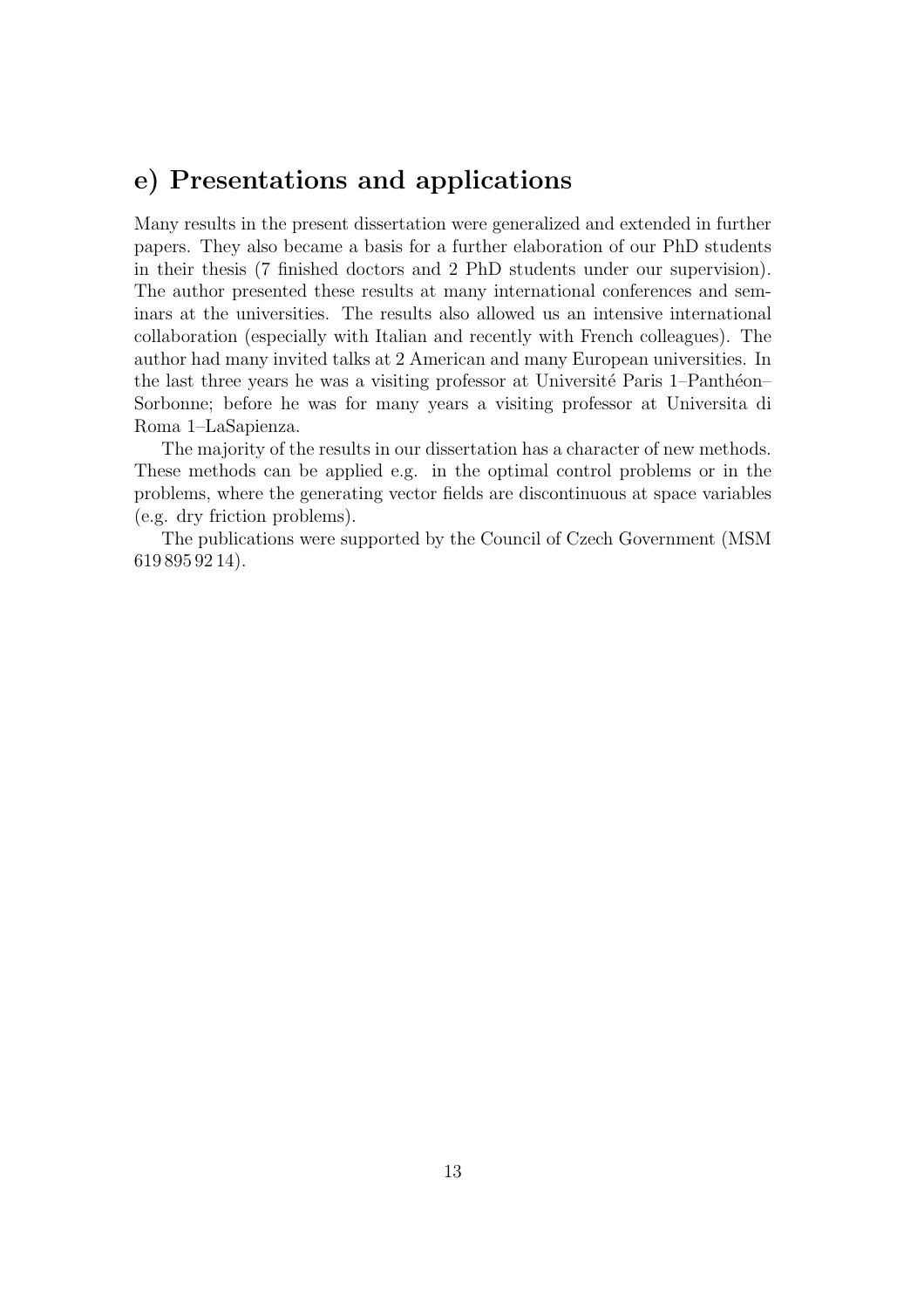## e) Presentations and applications

Many results in the present dissertation were generalized and extended in further papers. They also became a basis for a further elaboration of our PhD students in their thesis (7 finished doctors and 2 PhD students under our supervision). The author presented these results at many international conferences and seminars at the universities. The results also allowed us an intensive international collaboration (especially with Italian and recently with French colleagues). The author had many invited talks at 2 American and many European universities. In the last three years he was a visiting professor at Université Paris 1–Panthéon–Sorbonne; before he was for many years a visiting professor at Universita di Roma 1–LaSapienza.

The majority of the results in our dissertation has a character of new methods. These methods can be applied e.g. in the optimal control problems or in the problems, where the generating vector fields are discontinuous at space variables (e.g. dry friction problems).

The publications were supported by the Council of Czech Government (MSM 619 895 92 14).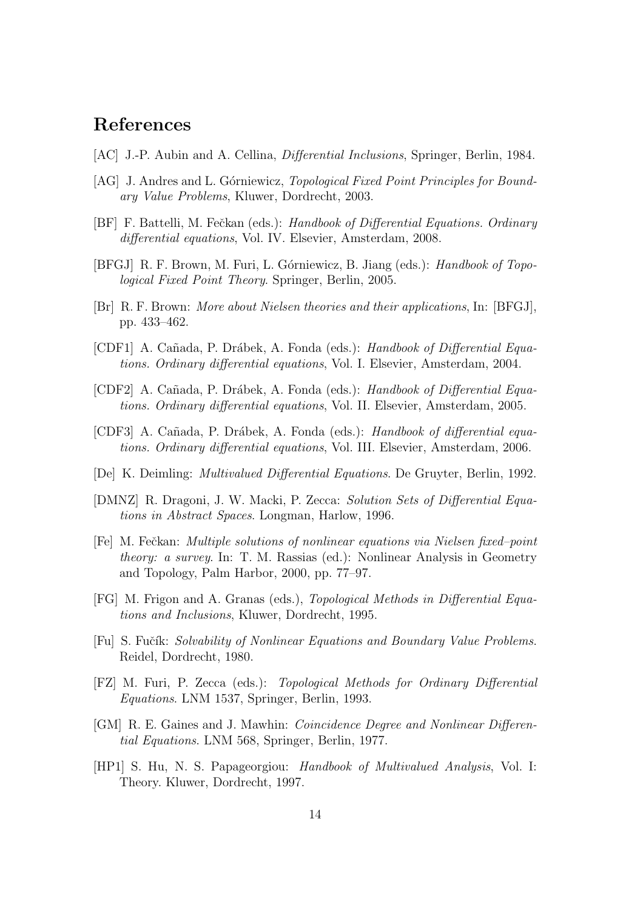## References

[AC] J.-P. Aubin and A. Cellina, *Differential Inclusions*, Springer, Berlin, 1984.

[AG] J. Andres and L. Górniewicz, *Topological Fixed Point Principles for Boundary Value Problems*, Kluwer, Dordrecht, 2003.

[BF] F. Battelli, M. Fečkan (eds.): *Handbook of Differential Equations. Ordinary differential equations*, Vol. IV. Elsevier, Amsterdam, 2008.

[BFGJ] R. F. Brown, M. Furi, L. Górniewicz, B. Jiang (eds.): *Handbook of Topological Fixed Point Theory*. Springer, Berlin, 2005.

[Br] R. F. Brown: *More about Nielsen theories and their applications*, In: [BFGJ], pp. 433–462.

[CDF1] A. Cañada, P. Drábek, A. Fonda (eds.): *Handbook of Differential Equations. Ordinary differential equations*, Vol. I. Elsevier, Amsterdam, 2004.

[CDF2] A. Cañada, P. Drábek, A. Fonda (eds.): *Handbook of Differential Equations. Ordinary differential equations*, Vol. II. Elsevier, Amsterdam, 2005.

[CDF3] A. Cañada, P. Drábek, A. Fonda (eds.): *Handbook of differential equations. Ordinary differential equations*, Vol. III. Elsevier, Amsterdam, 2006.

[De] K. Deimling: *Multivalued Differential Equations*. De Gruyter, Berlin, 1992.

[DMNZ] R. Dragoni, J. W. Macki, P. Zecca: *Solution Sets of Differential Equations in Abstract Spaces*. Longman, Harlow, 1996.

[Fe] M. Fečkan: *Multiple solutions of nonlinear equations via Nielsen fixed–point theory: a survey*. In: T. M. Rassias (ed.): Nonlinear Analysis in Geometry and Topology, Palm Harbor, 2000, pp. 77–97.

[FG] M. Frigon and A. Granas (eds.), *Topological Methods in Differential Equations and Inclusions*, Kluwer, Dordrecht, 1995.

[Fu] S. Fučík: *Solvability of Nonlinear Equations and Boundary Value Problems*. Reidel, Dordrecht, 1980.

[FZ] M. Furi, P. Zecca (eds.): *Topological Methods for Ordinary Differential Equations*. LNM 1537, Springer, Berlin, 1993.

[GM] R. E. Gaines and J. Mawhin: *Coincidence Degree and Nonlinear Differential Equations*. LNM 568, Springer, Berlin, 1977.

[HP1] S. Hu, N. S. Papageorgiou: *Handbook of Multivalued Analysis*, Vol. I: Theory. Kluwer, Dordrecht, 1997.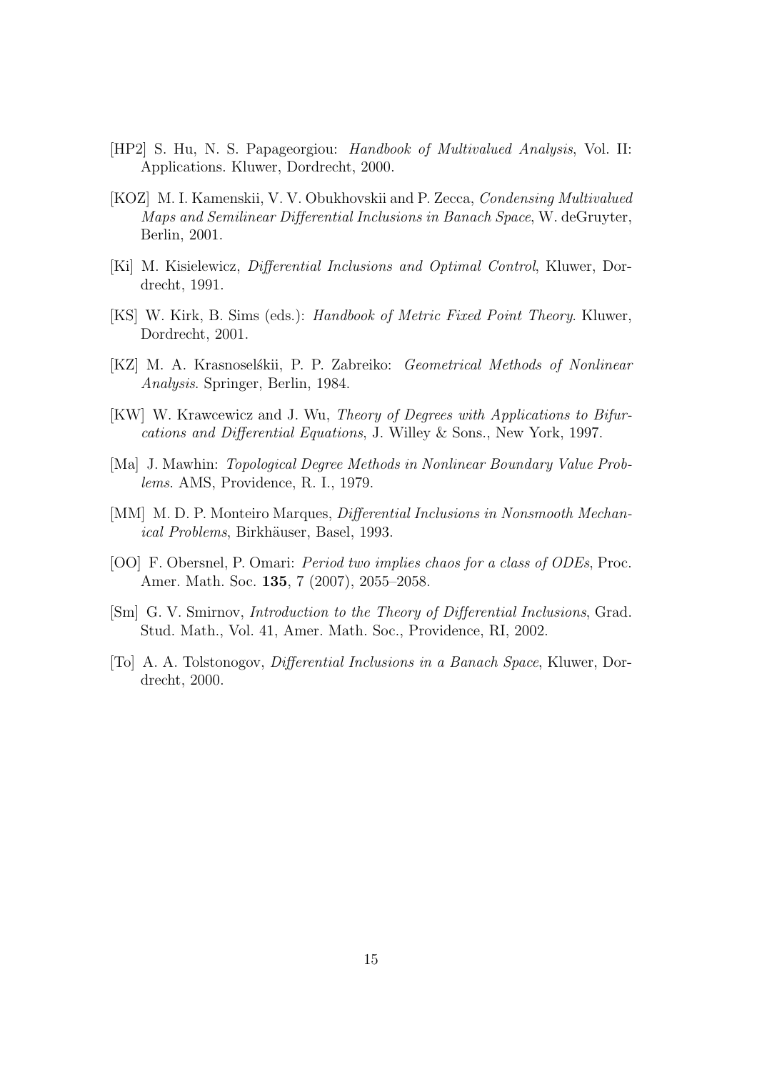[HP2] S. Hu, N. S. Papageorgiou: *Handbook of Multivalued Analysis*, Vol. II: Applications. Kluwer, Dordrecht, 2000.

[KOZ] M. I. Kamenskii, V. V. Obukhovskii and P. Zecca, *Condensing Multivalued Maps and Semilinear Differential Inclusions in Banach Space*, W. deGruyter, Berlin, 2001.

[Ki] M. Kisielewicz, *Differential Inclusions and Optimal Control*, Kluwer, Dordrecht, 1991.

[KS] W. Kirk, B. Sims (eds.): *Handbook of Metric Fixed Point Theory*. Kluwer, Dordrecht, 2001.

[KZ] M. A. Krasnoselśkii, P. P. Zabreiko: *Geometrical Methods of Nonlinear Analysis*. Springer, Berlin, 1984.

[KW] W. Krawcewicz and J. Wu, *Theory of Degrees with Applications to Bifurcations and Differential Equations*, J. Willey & Sons., New York, 1997.

[Ma] J. Mawhin: *Topological Degree Methods in Nonlinear Boundary Value Problems*. AMS, Providence, R. I., 1979.

[MM] M. D. P. Monteiro Marques, *Differential Inclusions in Nonsmooth Mechanical Problems*, Birkhäuser, Basel, 1993.

[OO] F. Obersnel, P. Omari: *Period two implies chaos for a class of ODEs*, Proc. Amer. Math. Soc. **135**, 7 (2007), 2055–2058.

[Sm] G. V. Smirnov, *Introduction to the Theory of Differential Inclusions*, Grad. Stud. Math., Vol. 41, Amer. Math. Soc., Providence, RI, 2002.

[To] A. A. Tolstonogov, *Differential Inclusions in a Banach Space*, Kluwer, Dordrecht, 2000.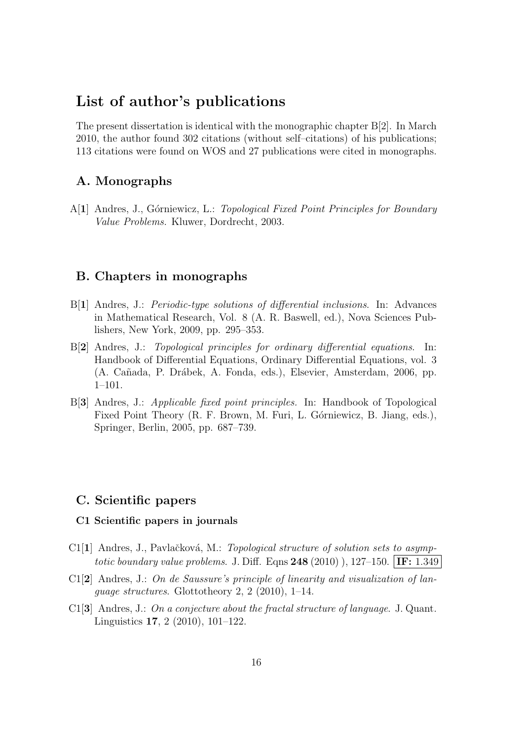# List of author's publications

The present dissertation is identical with the monographic chapter B[2]. In March 2010, the author found 302 citations (without self–citations) of his publications; 113 citations were found on WOS and 27 publications were cited in monographs.

## A. Monographs

A[**1**] Andres, J., Górniewicz, L.: *Topological Fixed Point Principles for Boundary Value Problems.* Kluwer, Dordrecht, 2003.

## B. Chapters in monographs

B[**1**] Andres, J.: *Periodic-type solutions of differential inclusions*. In: Advances in Mathematical Research, Vol. 8 (A. R. Baswell, ed.), Nova Sciences Publishers, New York, 2009, pp. 295–353.

B[**2**] Andres, J.: *Topological principles for ordinary differential equations*. In: Handbook of Differential Equations, Ordinary Differential Equations, vol. 3 (A. Cañada, P. Drábek, A. Fonda, eds.), Elsevier, Amsterdam, 2006, pp. 1–101.

B[**3**] Andres, J.: *Applicable fixed point principles.* In: Handbook of Topological Fixed Point Theory (R. F. Brown, M. Furi, L. Górniewicz, B. Jiang, eds.), Springer, Berlin, 2005, pp. 687–739.

## C. Scientific papers

### C1 Scientific papers in journals

C1[**1**] Andres, J., Pavlačková, M.: *Topological structure of solution sets to asymptotic boundary value problems*. J. Diff. Eqns **248** (2010) ), 127–150. **IF:** 1.349

C1[**2**] Andres, J.: *On de Saussure's principle of linearity and visualization of language structures*. Glottotheory 2, 2 (2010), 1–14.

C1[**3**] Andres, J.: *On a conjecture about the fractal structure of language*. J. Quant. Linguistics **17**, 2 (2010), 101–122.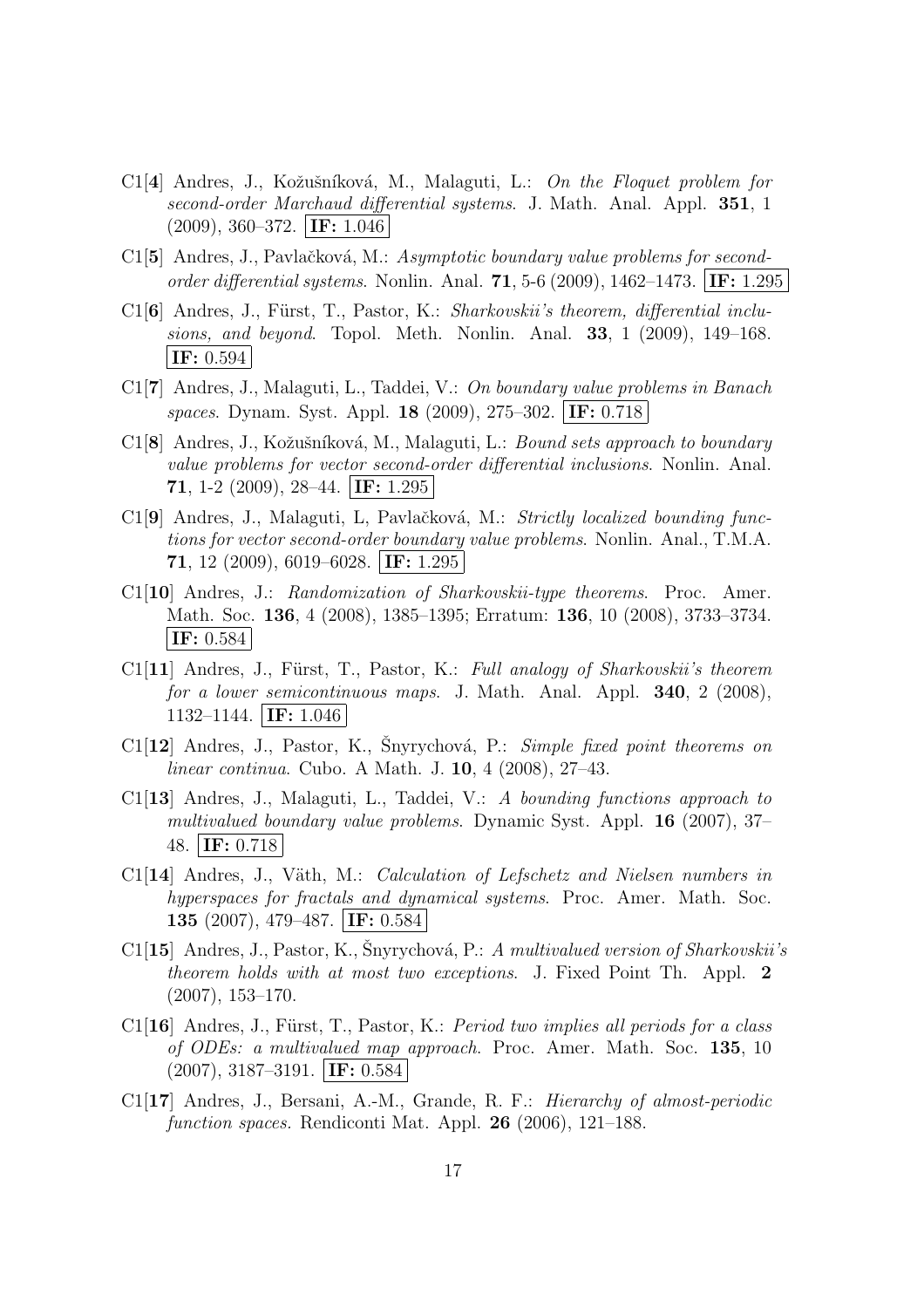- C1[**4**] Andres, J., Kožušníková, M., Malaguti, L.: *On the Floquet problem for second-order Marchaud differential systems*. J. Math. Anal. Appl. **351**, 1 (2009), 360–372. **IF:** 1.046
- C1[**5**] Andres, J., Pavlačková, M.: *Asymptotic boundary value problems for second-order differential systems*. Nonlin. Anal. **71**, 5-6 (2009), 1462–1473. **IF:** 1.295
- C1[**6**] Andres, J., Fürst, T., Pastor, K.: *Sharkovskii's theorem, differential inclusions, and beyond*. Topol. Meth. Nonlin. Anal. **33**, 1 (2009), 149–168. **IF:** 0.594
- C1[**7**] Andres, J., Malaguti, L., Taddei, V.: *On boundary value problems in Banach spaces*. Dynam. Syst. Appl. **18** (2009), 275–302. **IF:** 0.718
- C1[**8**] Andres, J., Kožušníková, M., Malaguti, L.: *Bound sets approach to boundary value problems for vector second-order differential inclusions*. Nonlin. Anal. **71**, 1-2 (2009), 28–44. **IF:** 1.295
- C1[**9**] Andres, J., Malaguti, L, Pavlačková, M.: *Strictly localized bounding functions for vector second-order boundary value problems*. Nonlin. Anal., T.M.A. **71**, 12 (2009), 6019–6028. **IF:** 1.295
- C1[**10**] Andres, J.: *Randomization of Sharkovskii-type theorems*. Proc. Amer. Math. Soc. **136**, 4 (2008), 1385–1395; Erratum: **136**, 10 (2008), 3733–3734. **IF:** 0.584
- C1[**11**] Andres, J., Fürst, T., Pastor, K.: *Full analogy of Sharkovskii's theorem for a lower semicontinuous maps*. J. Math. Anal. Appl. **340**, 2 (2008), 1132–1144. **IF:** 1.046
- C1[**12**] Andres, J., Pastor, K., Šnyrychová, P.: *Simple fixed point theorems on linear continua*. Cubo. A Math. J. **10**, 4 (2008), 27–43.
- C1[**13**] Andres, J., Malaguti, L., Taddei, V.: *A bounding functions approach to multivalued boundary value problems*. Dynamic Syst. Appl. **16** (2007), 37–48. **IF:** 0.718
- C1[**14**] Andres, J., Väth, M.: *Calculation of Lefschetz and Nielsen numbers in hyperspaces for fractals and dynamical systems*. Proc. Amer. Math. Soc. **135** (2007), 479–487. **IF:** 0.584
- C1[**15**] Andres, J., Pastor, K., Šnyrychová, P.: *A multivalued version of Sharkovskii's theorem holds with at most two exceptions*. J. Fixed Point Th. Appl. **2** (2007), 153–170.
- C1[**16**] Andres, J., Fürst, T., Pastor, K.: *Period two implies all periods for a class of ODEs: a multivalued map approach*. Proc. Amer. Math. Soc. **135**, 10 (2007), 3187–3191. **IF:** 0.584
- C1[**17**] Andres, J., Bersani, A.-M., Grande, R. F.: *Hierarchy of almost-periodic function spaces*. Rendiconti Mat. Appl. **26** (2006), 121–188.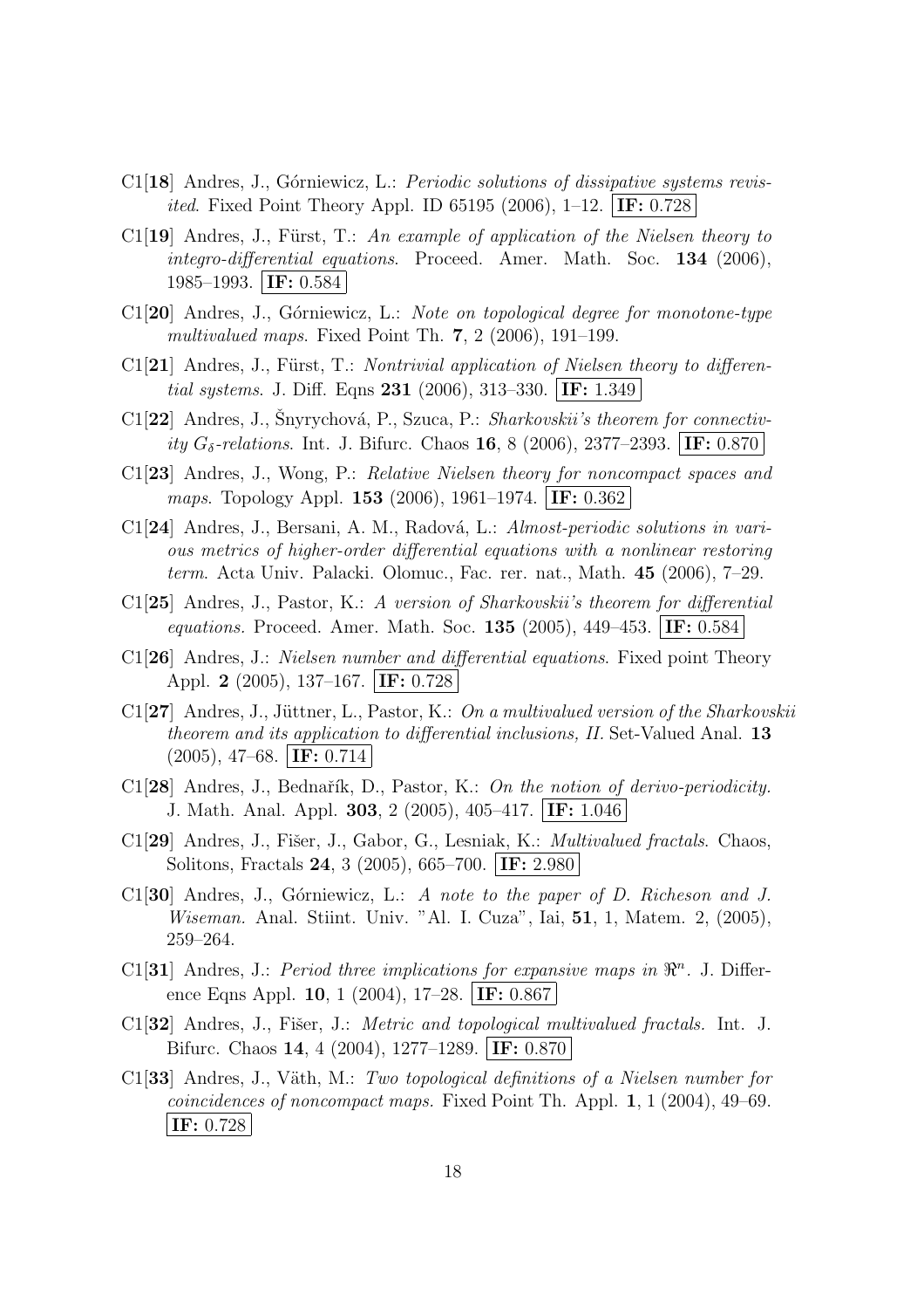- C1[**18**] Andres, J., Górniewicz, L.: *Periodic solutions of dissipative systems revisited*. Fixed Point Theory Appl. ID 65195 (2006), 1–12. **IF:** 0.728

- C1[**19**] Andres, J., Fürst, T.: *An example of application of the Nielsen theory to integro-differential equations*. Proceed. Amer. Math. Soc. **134** (2006), 1985–1993. **IF:** 0.584

- C1[**20**] Andres, J., Górniewicz, L.: *Note on topological degree for monotone-type multivalued maps*. Fixed Point Th. **7**, 2 (2006), 191–199.

- C1[**21**] Andres, J., Fürst, T.: *Nontrivial application of Nielsen theory to differential systems*. J. Diff. Eqns **231** (2006), 313–330. **IF:** 1.349

- C1[**22**] Andres, J., Šnyrychová, P., Szuca, P.: *Sharkovskii's theorem for connectivity $G_\delta$-relations*. Int. J. Bifurc. Chaos **16**, 8 (2006), 2377–2393. **IF:** 0.870

- C1[**23**] Andres, J., Wong, P.: *Relative Nielsen theory for noncompact spaces and maps*. Topology Appl. **153** (2006), 1961–1974. **IF:** 0.362

- C1[**24**] Andres, J., Bersani, A. M., Radová, L.: *Almost-periodic solutions in various metrics of higher-order differential equations with a nonlinear restoring term*. Acta Univ. Palacki. Olomuc., Fac. rer. nat., Math. **45** (2006), 7–29.

- C1[**25**] Andres, J., Pastor, K.: *A version of Sharkovskii's theorem for differential equations*. Proceed. Amer. Math. Soc. **135** (2005), 449–453. **IF:** 0.584

- C1[**26**] Andres, J.: *Nielsen number and differential equations*. Fixed point Theory Appl. **2** (2005), 137–167. **IF:** 0.728

- C1[**27**] Andres, J., Jüttner, L., Pastor, K.: *On a multivalued version of the Sharkovskii theorem and its application to differential inclusions, II*. Set-Valued Anal. **13** (2005), 47–68. **IF:** 0.714

- C1[**28**] Andres, J., Bednařík, D., Pastor, K.: *On the notion of derivo-periodicity*. J. Math. Anal. Appl. **303**, 2 (2005), 405–417. **IF:** 1.046

- C1[**29**] Andres, J., Fišer, J., Gabor, G., Lesniak, K.: *Multivalued fractals*. Chaos, Solitons, Fractals **24**, 3 (2005), 665–700. **IF:** 2.980

- C1[**30**] Andres, J., Górniewicz, L.: *A note to the paper of D. Richeson and J. Wiseman*. Anal. Stiint. Univ. "Al. I. Cuza", Iai, **51**, 1, Matem. 2, (2005), 259–264.

- C1[**31**] Andres, J.: *Period three implications for expansive maps in $\Re^n$*. J. Difference Eqns Appl. **10**, 1 (2004), 17–28. **IF:** 0.867

- C1[**32**] Andres, J., Fišer, J.: *Metric and topological multivalued fractals*. Int. J. Bifurc. Chaos **14**, 4 (2004), 1277–1289. **IF:** 0.870

- C1[**33**] Andres, J., Väth, M.: *Two topological definitions of a Nielsen number for coincidences of noncompact maps*. Fixed Point Th. Appl. **1**, 1 (2004), 49–69. **IF:** 0.728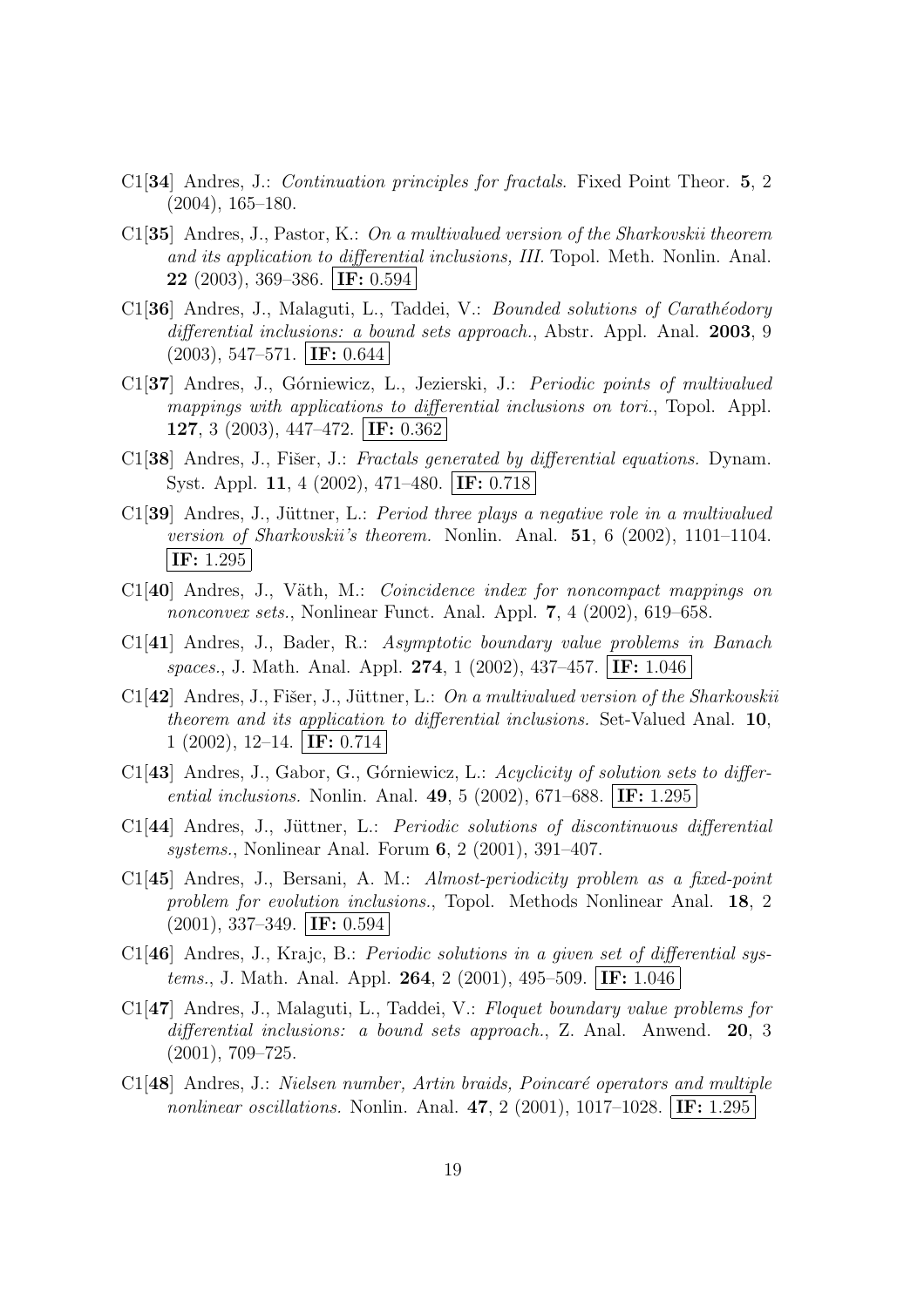C1[**34**] Andres, J.: *Continuation principles for fractals.* Fixed Point Theor. **5**, 2 (2004), 165–180.

C1[**35**] Andres, J., Pastor, K.: *On a multivalued version of the Sharkovskii theorem and its application to differential inclusions, III.* Topol. Meth. Nonlin. Anal. **22** (2003), 369–386. **IF:** 0.594

C1[**36**] Andres, J., Malaguti, L., Taddei, V.: *Bounded solutions of Carathéodory differential inclusions: a bound sets approach.*, Abstr. Appl. Anal. **2003**, 9 (2003), 547–571. **IF:** 0.644

C1[**37**] Andres, J., Górniewicz, L., Jezierski, J.: *Periodic points of multivalued mappings with applications to differential inclusions on tori.*, Topol. Appl. **127**, 3 (2003), 447–472. **IF:** 0.362

C1[**38**] Andres, J., Fišer, J.: *Fractals generated by differential equations.* Dynam. Syst. Appl. **11**, 4 (2002), 471–480. **IF:** 0.718

C1[**39**] Andres, J., Jüttner, L.: *Period three plays a negative role in a multivalued version of Sharkovskii's theorem.* Nonlin. Anal. **51**, 6 (2002), 1101–1104. **IF:** 1.295

C1[**40**] Andres, J., Väth, M.: *Coincidence index for noncompact mappings on nonconvex sets.*, Nonlinear Funct. Anal. Appl. **7**, 4 (2002), 619–658.

C1[**41**] Andres, J., Bader, R.: *Asymptotic boundary value problems in Banach spaces.*, J. Math. Anal. Appl. **274**, 1 (2002), 437–457. **IF:** 1.046

C1[**42**] Andres, J., Fišer, J., Jüttner, L.: *On a multivalued version of the Sharkovskii theorem and its application to differential inclusions.* Set-Valued Anal. **10**, 1 (2002), 12–14. **IF:** 0.714

C1[**43**] Andres, J., Gabor, G., Górniewicz, L.: *Acyclicity of solution sets to differential inclusions.* Nonlin. Anal. **49**, 5 (2002), 671–688. **IF:** 1.295

C1[**44**] Andres, J., Jüttner, L.: *Periodic solutions of discontinuous differential systems.*, Nonlinear Anal. Forum **6**, 2 (2001), 391–407.

C1[**45**] Andres, J., Bersani, A. M.: *Almost-periodicity problem as a fixed-point problem for evolution inclusions.*, Topol. Methods Nonlinear Anal. **18**, 2 (2001), 337–349. **IF:** 0.594

C1[**46**] Andres, J., Krajc, B.: *Periodic solutions in a given set of differential systems.*, J. Math. Anal. Appl. **264**, 2 (2001), 495–509. **IF:** 1.046

C1[**47**] Andres, J., Malaguti, L., Taddei, V.: *Floquet boundary value problems for differential inclusions: a bound sets approach.*, Z. Anal. Anwend. **20**, 3 (2001), 709–725.

C1[**48**] Andres, J.: *Nielsen number, Artin braids, Poincaré operators and multiple nonlinear oscillations.* Nonlin. Anal. **47**, 2 (2001), 1017–1028. **IF:** 1.295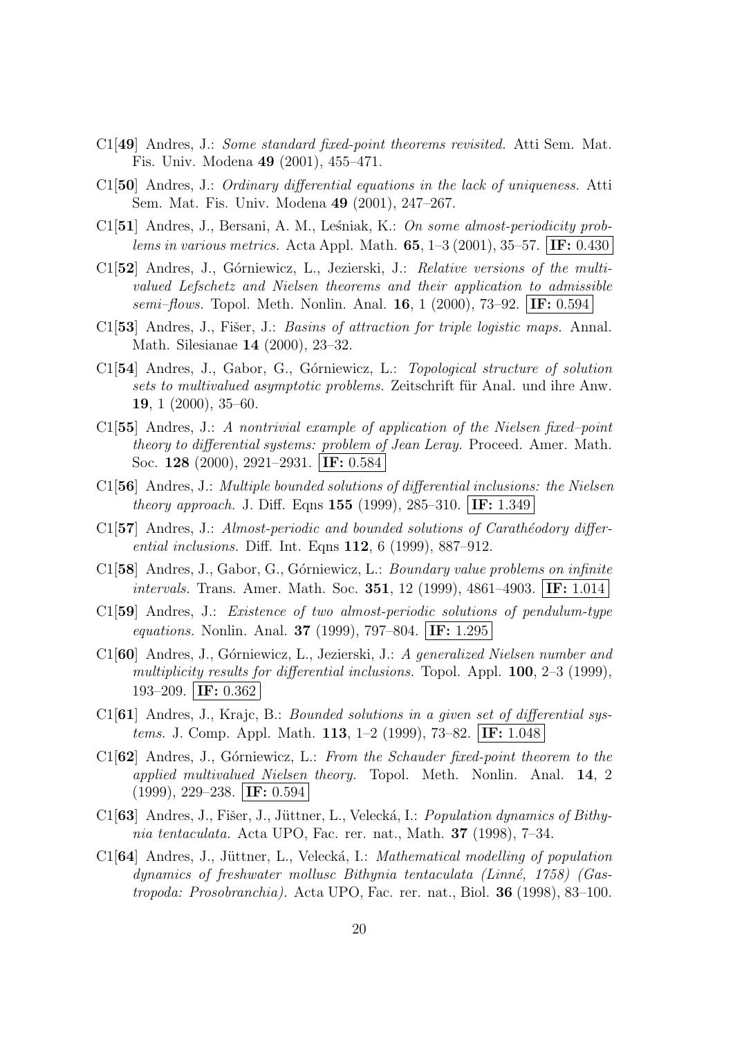C1[**49**] Andres, J.: *Some standard fixed-point theorems revisited.* Atti Sem. Mat. Fis. Univ. Modena **49** (2001), 455–471.

C1[**50**] Andres, J.: *Ordinary differential equations in the lack of uniqueness.* Atti Sem. Mat. Fis. Univ. Modena **49** (2001), 247–267.

C1[**51**] Andres, J., Bersani, A. M., Leśniak, K.: *On some almost-periodicity problems in various metrics.* Acta Appl. Math. **65**, 1–3 (2001), 35–57. **IF:** 0.430

C1[**52**] Andres, J., Górniewicz, L., Jezierski, J.: *Relative versions of the multivalued Lefschetz and Nielsen theorems and their application to admissible semi–flows.* Topol. Meth. Nonlin. Anal. **16**, 1 (2000), 73–92. **IF:** 0.594

C1[**53**] Andres, J., Fišer, J.: *Basins of attraction for triple logistic maps.* Annal. Math. Silesianae **14** (2000), 23–32.

C1[**54**] Andres, J., Gabor, G., Górniewicz, L.: *Topological structure of solution sets to multivalued asymptotic problems.* Zeitschrift für Anal. und ihre Anw. **19**, 1 (2000), 35–60.

C1[**55**] Andres, J.: *A nontrivial example of application of the Nielsen fixed–point theory to differential systems: problem of Jean Leray.* Proceed. Amer. Math. Soc. **128** (2000), 2921–2931. **IF:** 0.584

C1[**56**] Andres, J.: *Multiple bounded solutions of differential inclusions: the Nielsen theory approach.* J. Diff. Eqns **155** (1999), 285–310. **IF:** 1.349

C1[**57**] Andres, J.: *Almost-periodic and bounded solutions of Carathéodory differential inclusions.* Diff. Int. Eqns **112**, 6 (1999), 887–912.

C1[**58**] Andres, J., Gabor, G., Górniewicz, L.: *Boundary value problems on infinite intervals.* Trans. Amer. Math. Soc. **351**, 12 (1999), 4861–4903. **IF:** 1.014

C1[**59**] Andres, J.: *Existence of two almost-periodic solutions of pendulum-type equations.* Nonlin. Anal. **37** (1999), 797–804. **IF:** 1.295

C1[**60**] Andres, J., Górniewicz, L., Jezierski, J.: *A generalized Nielsen number and multiplicity results for differential inclusions.* Topol. Appl. **100**, 2–3 (1999), 193–209. **IF:** 0.362

C1[**61**] Andres, J., Krajc, B.: *Bounded solutions in a given set of differential systems.* J. Comp. Appl. Math. **113**, 1–2 (1999), 73–82. **IF:** 1.048

C1[**62**] Andres, J., Górniewicz, L.: *From the Schauder fixed-point theorem to the applied multivalued Nielsen theory.* Topol. Meth. Nonlin. Anal. **14**, 2 (1999), 229–238. **IF:** 0.594

C1[**63**] Andres, J., Fišer, J., Jüttner, L., Velecká, I.: *Population dynamics of Bithynia tentaculata.* Acta UPO, Fac. rer. nat., Math. **37** (1998), 7–34.

C1[**64**] Andres, J., Jüttner, L., Velecká, I.: *Mathematical modelling of population dynamics of freshwater mollusc Bithynia tentaculata (Linné, 1758) (Gastropoda: Prosobranchia).* Acta UPO, Fac. rer. nat., Biol. **36** (1998), 83–100.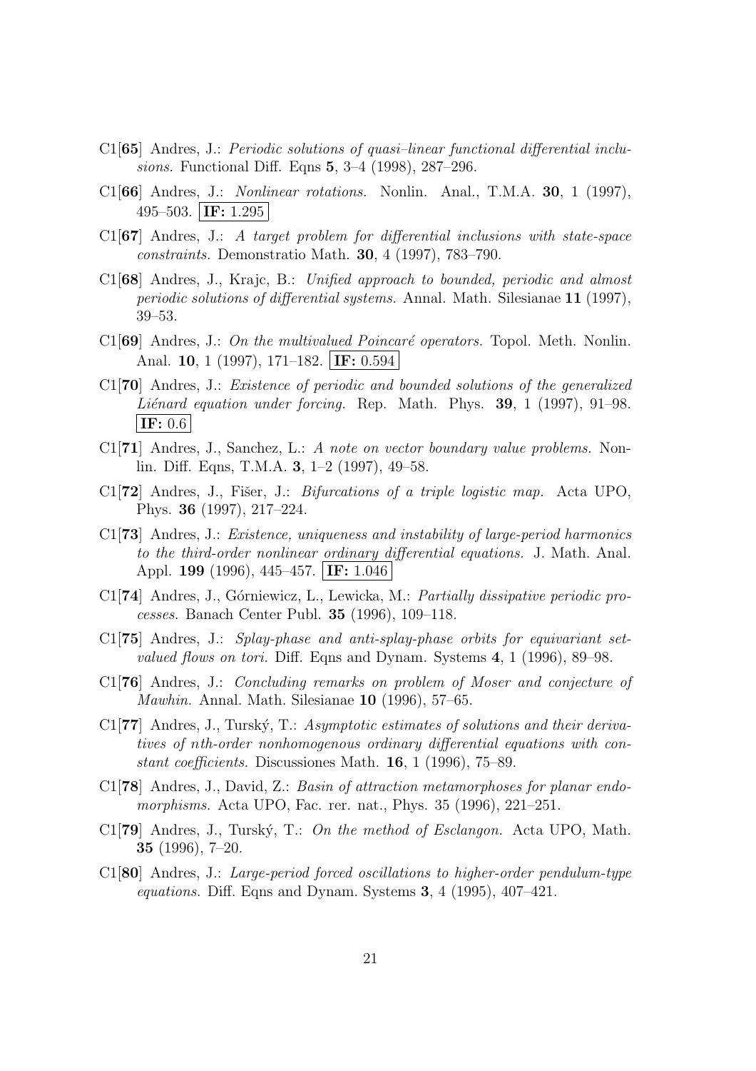C1[**65**] Andres, J.: *Periodic solutions of quasi–linear functional differential inclusions.* Functional Diff. Eqns **5**, 3–4 (1998), 287–296.

C1[**66**] Andres, J.: *Nonlinear rotations.* Nonlin. Anal., T.M.A. **30**, 1 (1997), 495–503. **IF:** 1.295

C1[**67**] Andres, J.: *A target problem for differential inclusions with state-space constraints.* Demonstratio Math. **30**, 4 (1997), 783–790.

C1[**68**] Andres, J., Krajc, B.: *Unified approach to bounded, periodic and almost periodic solutions of differential systems.* Annal. Math. Silesianae **11** (1997), 39–53.

C1[**69**] Andres, J.: *On the multivalued Poincaré operators.* Topol. Meth. Nonlin. Anal. **10**, 1 (1997), 171–182. **IF:** 0.594

C1[**70**] Andres, J.: *Existence of periodic and bounded solutions of the generalized Liénard equation under forcing.* Rep. Math. Phys. **39**, 1 (1997), 91–98. **IF:** 0.6

C1[**71**] Andres, J., Sanchez, L.: *A note on vector boundary value problems.* Nonlin. Diff. Eqns, T.M.A. **3**, 1–2 (1997), 49–58.

C1[**72**] Andres, J., Fišer, J.: *Bifurcations of a triple logistic map.* Acta UPO, Phys. **36** (1997), 217–224.

C1[**73**] Andres, J.: *Existence, uniqueness and instability of large-period harmonics to the third-order nonlinear ordinary differential equations.* J. Math. Anal. Appl. **199** (1996), 445–457. **IF:** 1.046

C1[**74**] Andres, J., Górniewicz, L., Lewicka, M.: *Partially dissipative periodic processes.* Banach Center Publ. **35** (1996), 109–118.

C1[**75**] Andres, J.: *Splay-phase and anti-splay-phase orbits for equivariant set-valued flows on tori.* Diff. Eqns and Dynam. Systems **4**, 1 (1996), 89–98.

C1[**76**] Andres, J.: *Concluding remarks on problem of Moser and conjecture of Mawhin.* Annal. Math. Silesianae **10** (1996), 57–65.

C1[**77**] Andres, J., Turský, T.: *Asymptotic estimates of solutions and their derivatives of nth-order nonhomogenous ordinary differential equations with constant coefficients.* Discussiones Math. **16**, 1 (1996), 75–89.

C1[**78**] Andres, J., David, Z.: *Basin of attraction metamorphoses for planar endomorphisms.* Acta UPO, Fac. rer. nat., Phys. 35 (1996), 221–251.

C1[**79**] Andres, J., Turský, T.: *On the method of Esclangon.* Acta UPO, Math. **35** (1996), 7–20.

C1[**80**] Andres, J.: *Large-period forced oscillations to higher-order pendulum-type equations.* Diff. Eqns and Dynam. Systems **3**, 4 (1995), 407–421.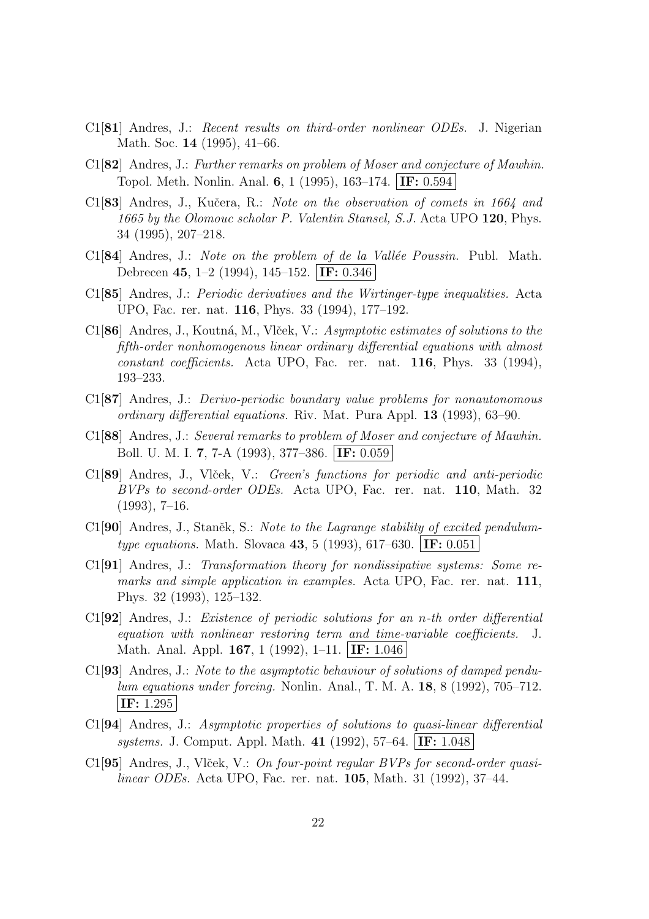C1[**81**] Andres, J.: *Recent results on third-order nonlinear ODEs.* J. Nigerian Math. Soc. **14** (1995), 41–66.

C1[**82**] Andres, J.: *Further remarks on problem of Moser and conjecture of Mawhin.* Topol. Meth. Nonlin. Anal. **6**, 1 (1995), 163–174. **IF:** 0.594

C1[**83**] Andres, J., Kučera, R.: *Note on the observation of comets in 1664 and 1665 by the Olomouc scholar P. Valentin Stansel, S.J.* Acta UPO **120**, Phys. 34 (1995), 207–218.

C1[**84**] Andres, J.: *Note on the problem of de la Vallée Poussin.* Publ. Math. Debrecen **45**, 1–2 (1994), 145–152. **IF:** 0.346

C1[**85**] Andres, J.: *Periodic derivatives and the Wirtinger-type inequalities.* Acta UPO, Fac. rer. nat. **116**, Phys. 33 (1994), 177–192.

C1[**86**] Andres, J., Koutná, M., Vlček, V.: *Asymptotic estimates of solutions to the fifth-order nonhomogenous linear ordinary differential equations with almost constant coefficients.* Acta UPO, Fac. rer. nat. **116**, Phys. 33 (1994), 193–233.

C1[**87**] Andres, J.: *Derivo-periodic boundary value problems for nonautonomous ordinary differential equations.* Riv. Mat. Pura Appl. **13** (1993), 63–90.

C1[**88**] Andres, J.: *Several remarks to problem of Moser and conjecture of Mawhin.* Boll. U. M. I. **7**, 7-A (1993), 377–386. **IF:** 0.059

C1[**89**] Andres, J., Vlček, V.: *Green's functions for periodic and anti-periodic BVPs to second-order ODEs.* Acta UPO, Fac. rer. nat. **110**, Math. 32 (1993), 7–16.

C1[**90**] Andres, J., Staněk, S.: *Note to the Lagrange stability of excited pendulum-type equations.* Math. Slovaca **43**, 5 (1993), 617–630. **IF:** 0.051

C1[**91**] Andres, J.: *Transformation theory for nondissipative systems: Some remarks and simple application in examples.* Acta UPO, Fac. rer. nat. **111**, Phys. 32 (1993), 125–132.

C1[**92**] Andres, J.: *Existence of periodic solutions for an $n$-th order differential equation with nonlinear restoring term and time-variable coefficients.* J. Math. Anal. Appl. **167**, 1 (1992), 1–11. **IF:** 1.046

C1[**93**] Andres, J.: *Note to the asymptotic behaviour of solutions of damped pendulum equations under forcing.* Nonlin. Anal., T. M. A. **18**, 8 (1992), 705–712. **IF:** 1.295

C1[**94**] Andres, J.: *Asymptotic properties of solutions to quasi-linear differential systems.* J. Comput. Appl. Math. **41** (1992), 57–64. **IF:** 1.048

C1[**95**] Andres, J., Vlček, V.: *On four-point regular BVPs for second-order quasi-linear ODEs.* Acta UPO, Fac. rer. nat. **105**, Math. 31 (1992), 37–44.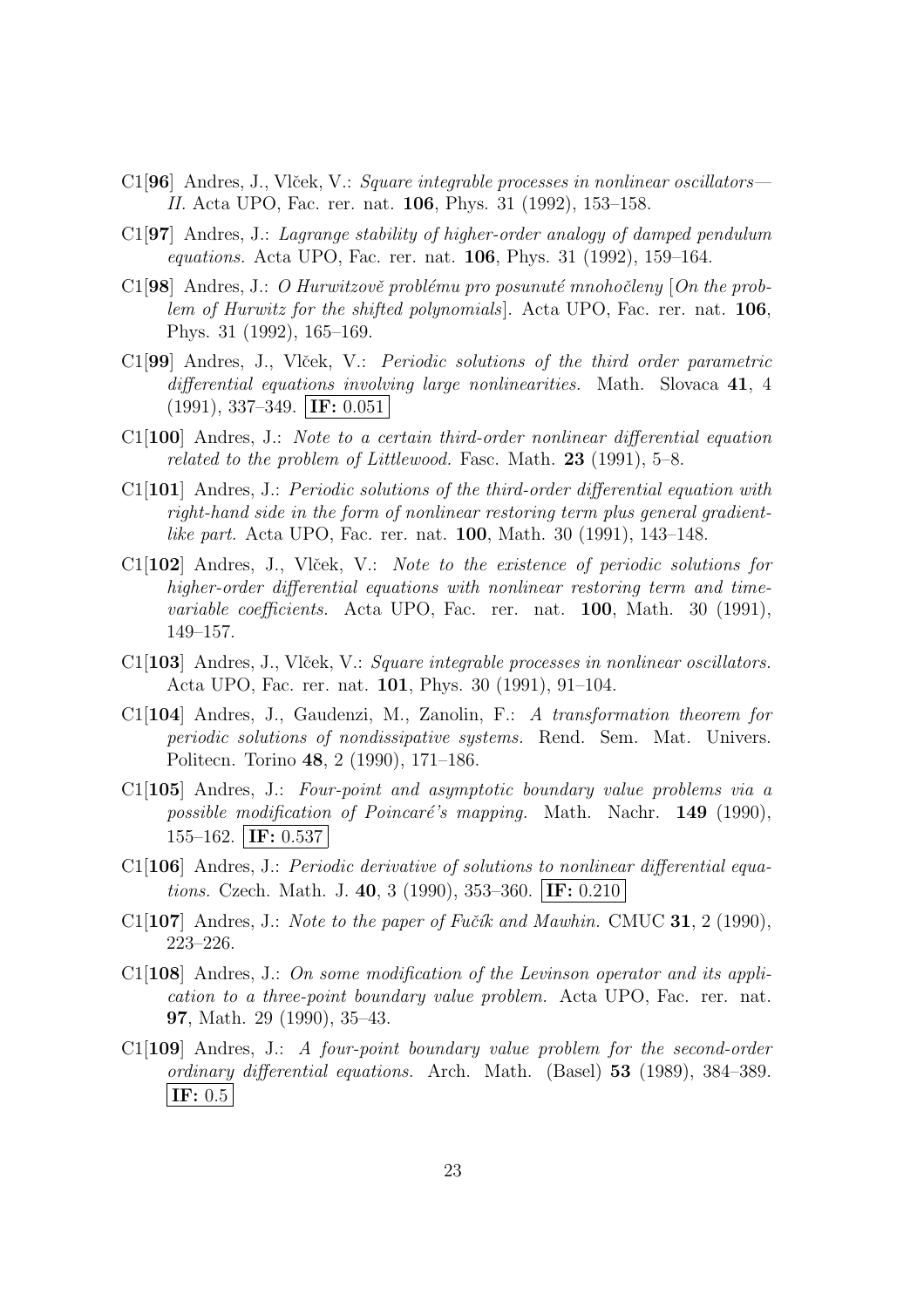C1[**96**] Andres, J., Vlček, V.: *Square integrable processes in nonlinear oscillators—II.* Acta UPO, Fac. rer. nat. **106**, Phys. 31 (1992), 153–158.

C1[**97**] Andres, J.: *Lagrange stability of higher-order analogy of damped pendulum equations.* Acta UPO, Fac. rer. nat. **106**, Phys. 31 (1992), 159–164.

C1[**98**] Andres, J.: *O Hurwitzově problému pro posunuté mnohočleny* [*On the problem of Hurwitz for the shifted polynomials*]. Acta UPO, Fac. rer. nat. **106**, Phys. 31 (1992), 165–169.

C1[**99**] Andres, J., Vlček, V.: *Periodic solutions of the third order parametric differential equations involving large nonlinearities.* Math. Slovaca **41**, 4 (1991), 337–349. **IF:** 0.051

C1[**100**] Andres, J.: *Note to a certain third-order nonlinear differential equation related to the problem of Littlewood.* Fasc. Math. **23** (1991), 5–8.

C1[**101**] Andres, J.: *Periodic solutions of the third-order differential equation with right-hand side in the form of nonlinear restoring term plus general gradient-like part.* Acta UPO, Fac. rer. nat. **100**, Math. 30 (1991), 143–148.

C1[**102**] Andres, J., Vlček, V.: *Note to the existence of periodic solutions for higher-order differential equations with nonlinear restoring term and time-variable coefficients.* Acta UPO, Fac. rer. nat. **100**, Math. 30 (1991), 149–157.

C1[**103**] Andres, J., Vlček, V.: *Square integrable processes in nonlinear oscillators.* Acta UPO, Fac. rer. nat. **101**, Phys. 30 (1991), 91–104.

C1[**104**] Andres, J., Gaudenzi, M., Zanolin, F.: *A transformation theorem for periodic solutions of nondissipative systems.* Rend. Sem. Mat. Univers. Politecn. Torino **48**, 2 (1990), 171–186.

C1[**105**] Andres, J.: *Four-point and asymptotic boundary value problems via a possible modification of Poincaré's mapping.* Math. Nachr. **149** (1990), 155–162. **IF:** 0.537

C1[**106**] Andres, J.: *Periodic derivative of solutions to nonlinear differential equations.* Czech. Math. J. **40**, 3 (1990), 353–360. **IF:** 0.210

C1[**107**] Andres, J.: *Note to the paper of Fučík and Mawhin.* CMUC **31**, 2 (1990), 223–226.

C1[**108**] Andres, J.: *On some modification of the Levinson operator and its application to a three-point boundary value problem.* Acta UPO, Fac. rer. nat. **97**, Math. 29 (1990), 35–43.

C1[**109**] Andres, J.: *A four-point boundary value problem for the second-order ordinary differential equations.* Arch. Math. (Basel) **53** (1989), 384–389. **IF:** 0.5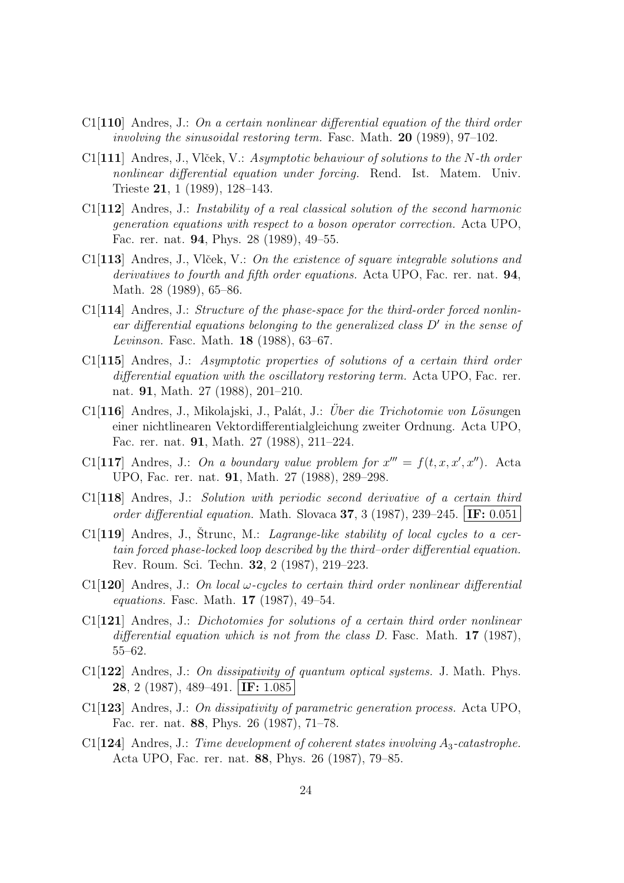C1[**110**] Andres, J.: *On a certain nonlinear differential equation of the third order involving the sinusoidal restoring term.* Fasc. Math. **20** (1989), 97–102.

C1[**111**] Andres, J., Vlček, V.: *Asymptotic behaviour of solutions to the $N$-th order nonlinear differential equation under forcing.* Rend. Ist. Matem. Univ. Trieste **21**, 1 (1989), 128–143.

C1[**112**] Andres, J.: *Instability of a real classical solution of the second harmonic generation equations with respect to a boson operator correction.* Acta UPO, Fac. rer. nat. **94**, Phys. 28 (1989), 49–55.

C1[**113**] Andres, J., Vlček, V.: *On the existence of square integrable solutions and derivatives to fourth and fifth order equations.* Acta UPO, Fac. rer. nat. **94**, Math. 28 (1989), 65–86.

C1[**114**] Andres, J.: *Structure of the phase-space for the third-order forced nonlinear differential equations belonging to the generalized class $D'$ in the sense of Levinson.* Fasc. Math. **18** (1988), 63–67.

C1[**115**] Andres, J.: *Asymptotic properties of solutions of a certain third order differential equation with the oscillatory restoring term.* Acta UPO, Fac. rer. nat. **91**, Math. 27 (1988), 201–210.

C1[**116**] Andres, J., Mikolajski, J., Palát, J.: *Über die Trichotomie von Lösun*gen einer nichtlinearen Vektordifferentialgleichung zweiter Ordnung. Acta UPO, Fac. rer. nat. **91**, Math. 27 (1988), 211–224.

C1[**117**] Andres, J.: *On a boundary value problem for $x''' = f(t, x, x', x'')$.* Acta UPO, Fac. rer. nat. **91**, Math. 27 (1988), 289–298.

C1[**118**] Andres, J.: *Solution with periodic second derivative of a certain third order differential equation.* Math. Slovaca **37**, 3 (1987), 239–245. **IF:** 0.051

C1[**119**] Andres, J., Štrunc, M.: *Lagrange-like stability of local cycles to a certain forced phase-locked loop described by the third–order differential equation.* Rev. Roum. Sci. Techn. **32**, 2 (1987), 219–223.

C1[**120**] Andres, J.: *On local $\omega$-cycles to certain third order nonlinear differential equations.* Fasc. Math. **17** (1987), 49–54.

C1[**121**] Andres, J.: *Dichotomies for solutions of a certain third order nonlinear differential equation which is not from the class D.* Fasc. Math. **17** (1987), 55–62.

C1[**122**] Andres, J.: *On dissipativity of quantum optical systems.* J. Math. Phys. **28**, 2 (1987), 489–491. **IF:** 1.085

C1[**123**] Andres, J.: *On dissipativity of parametric generation process.* Acta UPO, Fac. rer. nat. **88**, Phys. 26 (1987), 71–78.

C1[**124**] Andres, J.: *Time development of coherent states involving $A_3$-catastrophe.* Acta UPO, Fac. rer. nat. **88**, Phys. 26 (1987), 79–85.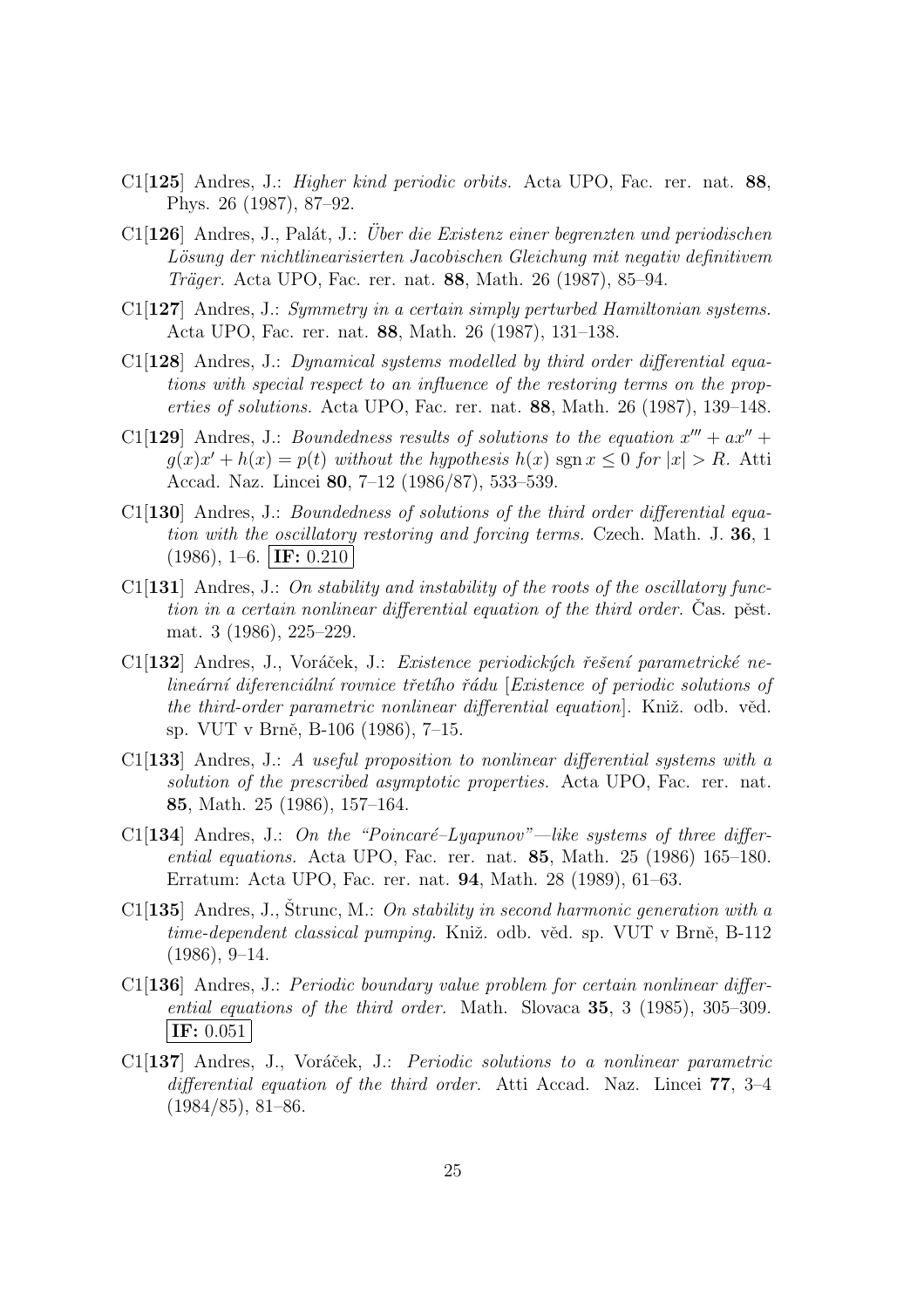C1[**125**] Andres, J.: *Higher kind periodic orbits.* Acta UPO, Fac. rer. nat. **88**, Phys. 26 (1987), 87–92.

C1[**126**] Andres, J., Palát, J.: *Über die Existenz einer begrenzten und periodischen Lösung der nichtlinearisierten Jacobischen Gleichung mit negativ definitivem Träger.* Acta UPO, Fac. rer. nat. **88**, Math. 26 (1987), 85–94.

C1[**127**] Andres, J.: *Symmetry in a certain simply perturbed Hamiltonian systems.* Acta UPO, Fac. rer. nat. **88**, Math. 26 (1987), 131–138.

C1[**128**] Andres, J.: *Dynamical systems modelled by third order differential equations with special respect to an influence of the restoring terms on the properties of solutions.* Acta UPO, Fac. rer. nat. **88**, Math. 26 (1987), 139–148.

C1[**129**] Andres, J.: *Boundedness results of solutions to the equation $x''' + ax'' + g(x)x' + h(x) = p(t)$ without the hypothesis $h(x)\,\mathrm{sgn}\,x \leq 0$ for $|x| > R$.* Atti Accad. Naz. Lincei **80**, 7–12 (1986/87), 533–539.

C1[**130**] Andres, J.: *Boundedness of solutions of the third order differential equation with the oscillatory restoring and forcing terms.* Czech. Math. J. **36**, 1 (1986), 1–6. **IF:** 0.210

C1[**131**] Andres, J.: *On stability and instability of the roots of the oscillatory function in a certain nonlinear differential equation of the third order.* Čas. pěst. mat. 3 (1986), 225–229.

C1[**132**] Andres, J., Voráček, J.: *Existence periodických řešení parametrické nelineární diferenciální rovnice třetího řádu* [*Existence of periodic solutions of the third-order parametric nonlinear differential equation*]. Kniž. odb. věd. sp. VUT v Brně, B-106 (1986), 7–15.

C1[**133**] Andres, J.: *A useful proposition to nonlinear differential systems with a solution of the prescribed asymptotic properties.* Acta UPO, Fac. rer. nat. **85**, Math. 25 (1986), 157–164.

C1[**134**] Andres, J.: *On the "Poincaré–Lyapunov"—like systems of three differential equations.* Acta UPO, Fac. rer. nat. **85**, Math. 25 (1986) 165–180. Erratum: Acta UPO, Fac. rer. nat. **94**, Math. 28 (1989), 61–63.

C1[**135**] Andres, J., Štrunc, M.: *On stability in second harmonic generation with a time-dependent classical pumping.* Kniž. odb. věd. sp. VUT v Brně, B-112 (1986), 9–14.

C1[**136**] Andres, J.: *Periodic boundary value problem for certain nonlinear differential equations of the third order.* Math. Slovaca **35**, 3 (1985), 305–309. **IF:** 0.051

C1[**137**] Andres, J., Voráček, J.: *Periodic solutions to a nonlinear parametric differential equation of the third order.* Atti Accad. Naz. Lincei **77**, 3–4 (1984/85), 81–86.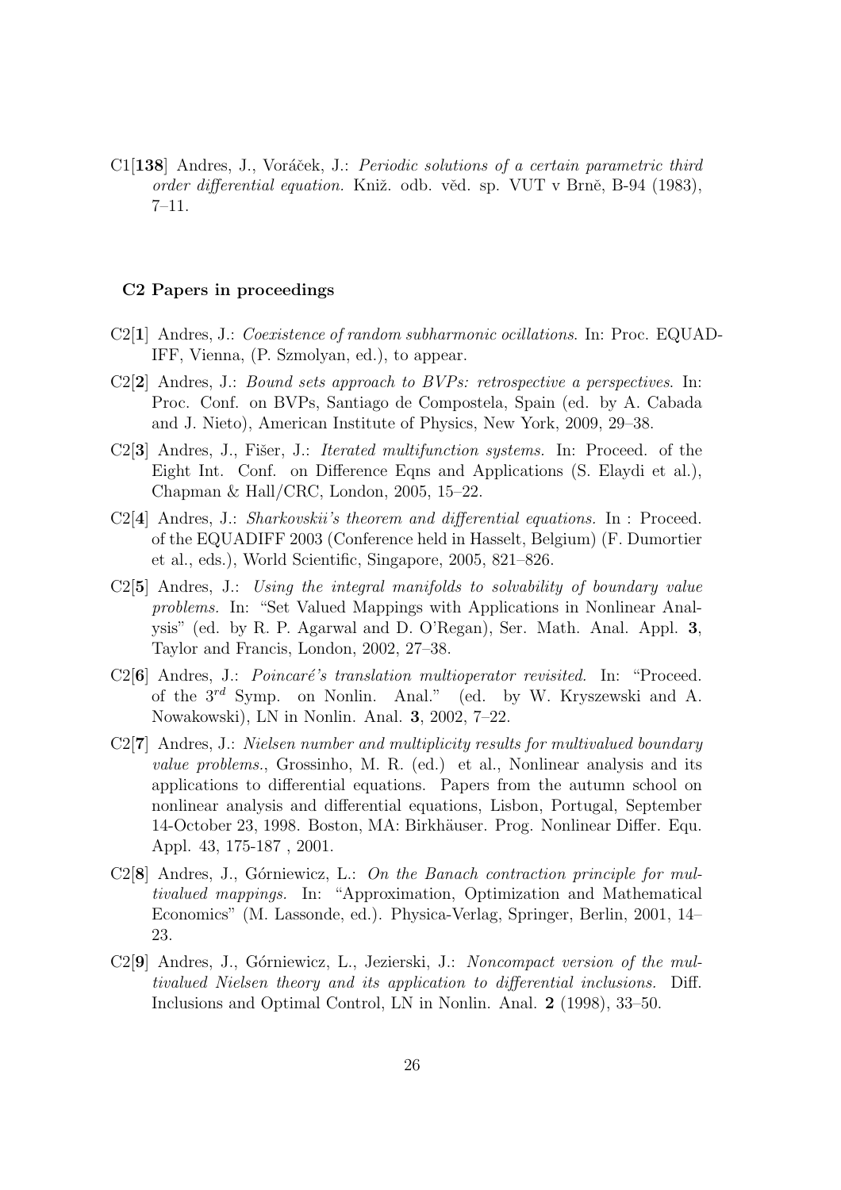C1[**138**] Andres, J., Voráček, J.: *Periodic solutions of a certain parametric third order differential equation.* Kniž. odb. věd. sp. VUT v Brně, B-94 (1983), 7–11.

### C2 Papers in proceedings

C2[**1**] Andres, J.: *Coexistence of random subharmonic ocillations*. In: Proc. EQUADIFF, Vienna, (P. Szmolyan, ed.), to appear.

C2[**2**] Andres, J.: *Bound sets approach to BVPs: retrospective a perspectives*. In: Proc. Conf. on BVPs, Santiago de Compostela, Spain (ed. by A. Cabada and J. Nieto), American Institute of Physics, New York, 2009, 29–38.

C2[**3**] Andres, J., Fišer, J.: *Iterated multifunction systems.* In: Proceed. of the Eight Int. Conf. on Difference Eqns and Applications (S. Elaydi et al.), Chapman & Hall/CRC, London, 2005, 15–22.

C2[**4**] Andres, J.: *Sharkovskii's theorem and differential equations.* In : Proceed. of the EQUADIFF 2003 (Conference held in Hasselt, Belgium) (F. Dumortier et al., eds.), World Scientific, Singapore, 2005, 821–826.

C2[**5**] Andres, J.: *Using the integral manifolds to solvability of boundary value problems.* In: "Set Valued Mappings with Applications in Nonlinear Analysis" (ed. by R. P. Agarwal and D. O'Regan), Ser. Math. Anal. Appl. **3**, Taylor and Francis, London, 2002, 27–38.

C2[**6**] Andres, J.: *Poincaré's translation multioperator revisited.* In: "Proceed. of the 3rd Symp. on Nonlin. Anal." (ed. by W. Kryszewski and A. Nowakowski), LN in Nonlin. Anal. **3**, 2002, 7–22.

C2[**7**] Andres, J.: *Nielsen number and multiplicity results for multivalued boundary value problems.*, Grossinho, M. R. (ed.) et al., Nonlinear analysis and its applications to differential equations. Papers from the autumn school on nonlinear analysis and differential equations, Lisbon, Portugal, September 14-October 23, 1998. Boston, MA: Birkhäuser. Prog. Nonlinear Differ. Equ. Appl. 43, 175-187 , 2001.

C2[**8**] Andres, J., Górniewicz, L.: *On the Banach contraction principle for multivalued mappings.* In: "Approximation, Optimization and Mathematical Economics" (M. Lassonde, ed.). Physica-Verlag, Springer, Berlin, 2001, 14–23.

C2[**9**] Andres, J., Górniewicz, L., Jezierski, J.: *Noncompact version of the multivalued Nielsen theory and its application to differential inclusions.* Diff. Inclusions and Optimal Control, LN in Nonlin. Anal. **2** (1998), 33–50.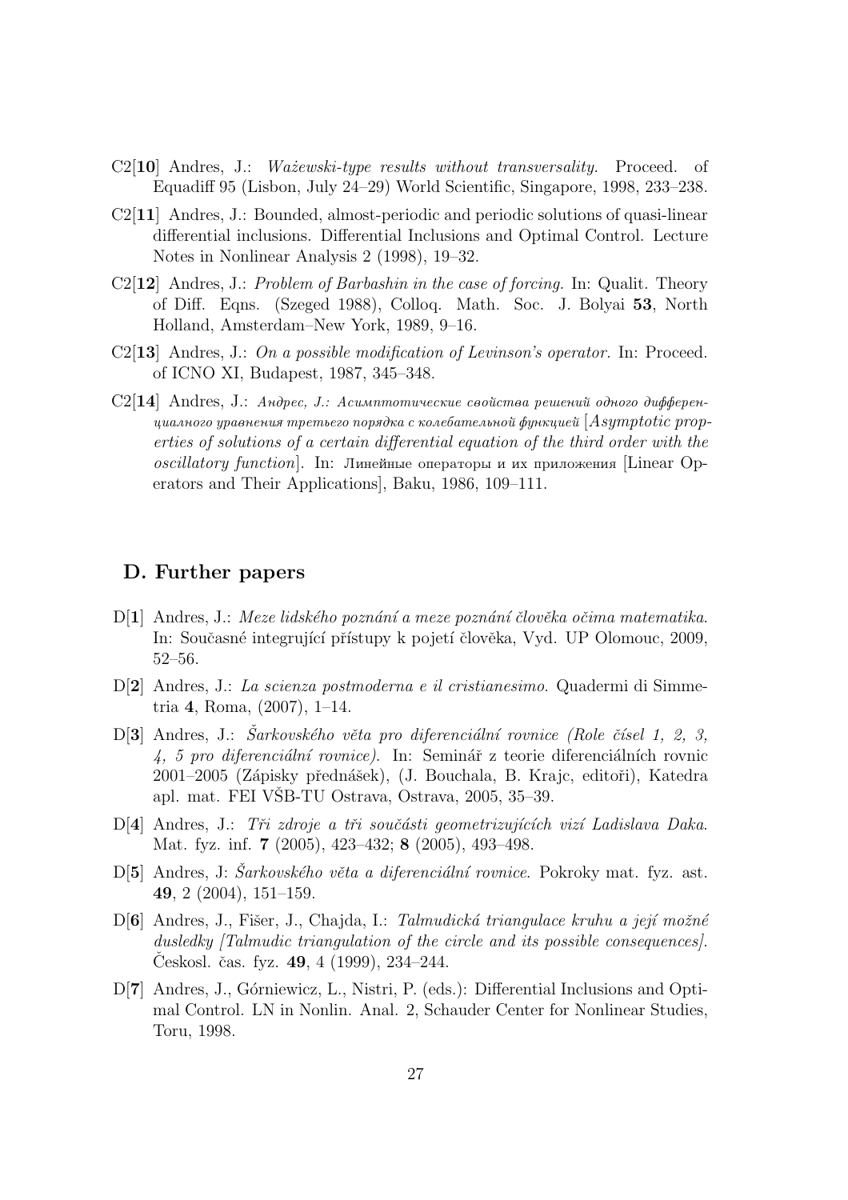C2[**10**] Andres, J.: *Ważewski-type results without transversality.* Proceed. of Equadiff 95 (Lisbon, July 24–29) World Scientific, Singapore, 1998, 233–238.

C2[**11**] Andres, J.: Bounded, almost-periodic and periodic solutions of quasi-linear differential inclusions. Differential Inclusions and Optimal Control. Lecture Notes in Nonlinear Analysis 2 (1998), 19–32.

C2[**12**] Andres, J.: *Problem of Barbashin in the case of forcing.* In: Qualit. Theory of Diff. Eqns. (Szeged 1988), Colloq. Math. Soc. J. Bolyai **53**, North Holland, Amsterdam–New York, 1989, 9–16.

C2[**13**] Andres, J.: *On a possible modification of Levinson's operator.* In: Proceed. of ICNO XI, Budapest, 1987, 345–348.

C2[**14**] Andres, J.: *Андрес, J.: Асимптотические свойства решений одного дифференциалного уравнения третьего порядка с колебательной функцией* [*Asymptotic properties of solutions of a certain differential equation of the third order with the oscillatory function*]. In: Линейные операторы и их приложения [Linear Operators and Their Applications], Baku, 1986, 109–111.

## D. Further papers

D[**1**] Andres, J.: *Meze lidského poznání a meze poznání člověka očima matematika.* In: Současné integrující přístupy k pojetí člověka, Vyd. UP Olomouc, 2009, 52–56.

D[**2**] Andres, J.: *La scienza postmoderna e il cristianesimo.* Quadermi di Simmetria **4**, Roma, (2007), 1–14.

D[**3**] Andres, J.: *Šarkovského věta pro diferenciální rovnice (Role čísel 1, 2, 3, 4, 5 pro diferenciální rovnice).* In: Seminář z teorie diferenciálních rovnic 2001–2005 (Zápisky přednášek), (J. Bouchala, B. Krajc, editoři), Katedra apl. mat. FEI VŠB-TU Ostrava, Ostrava, 2005, 35–39.

D[**4**] Andres, J.: *Tři zdroje a tři součásti geometrizujících vizí Ladislava Daka.* Mat. fyz. inf. **7** (2005), 423–432; **8** (2005), 493–498.

D[**5**] Andres, J: *Šarkovského věta a diferenciální rovnice.* Pokroky mat. fyz. ast. **49**, 2 (2004), 151–159.

D[**6**] Andres, J., Fišer, J., Chajda, I.: *Talmudická triangulace kruhu a její možné dusledky [Talmudic triangulation of the circle and its possible consequences].* Českosl. čas. fyz. **49**, 4 (1999), 234–244.

D[**7**] Andres, J., Górniewicz, L., Nistri, P. (eds.): Differential Inclusions and Optimal Control. LN in Nonlin. Anal. 2, Schauder Center for Nonlinear Studies, Toru, 1998.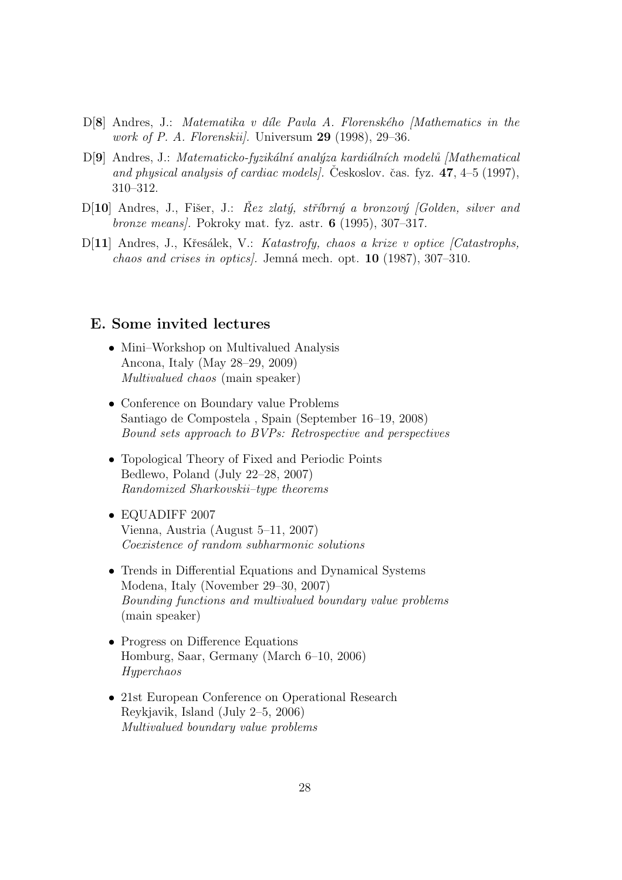D[**8**] Andres, J.: *Matematika v díle Pavla A. Florenského [Mathematics in the work of P. A. Florenskii].* Universum **29** (1998), 29–36.

D[**9**] Andres, J.: *Matematicko-fyzikální analýza kardiálních modelů [Mathematical and physical analysis of cardiac models].* Československ. čas. fyz. **47**, 4–5 (1997), 310–312.

D[**10**] Andres, J., Fišer, J.: *Řez zlatý, stříbrný a bronzový [Golden, silver and bronze means].* Pokroky mat. fyz. astr. **6** (1995), 307–317.

D[**11**] Andres, J., Křesálek, V.: *Katastrofy, chaos a krize v optice [Catastrophs, chaos and crises in optics].* Jemná mech. opt. **10** (1987), 307–310.

## E. Some invited lectures

- Mini–Workshop on Multivalued Analysis
  Ancona, Italy (May 28–29, 2009)
  *Multivalued chaos* (main speaker)

- Conference on Boundary value Problems
  Santiago de Compostela , Spain (September 16–19, 2008)
  *Bound sets approach to BVPs: Retrospective and perspectives*

- Topological Theory of Fixed and Periodic Points
  Bedlewo, Poland (July 22–28, 2007)
  *Randomized Sharkovskii–type theorems*

- EQUADIFF 2007
  Vienna, Austria (August 5–11, 2007)
  *Coexistence of random subharmonic solutions*

- Trends in Differential Equations and Dynamical Systems
  Modena, Italy (November 29–30, 2007)
  *Bounding functions and multivalued boundary value problems* (main speaker)

- Progress on Difference Equations
  Homburg, Saar, Germany (March 6–10, 2006)
  *Hyperchaos*

- 21st European Conference on Operational Research
  Reykjavik, Island (July 2–5, 2006)
  *Multivalued boundary value problems*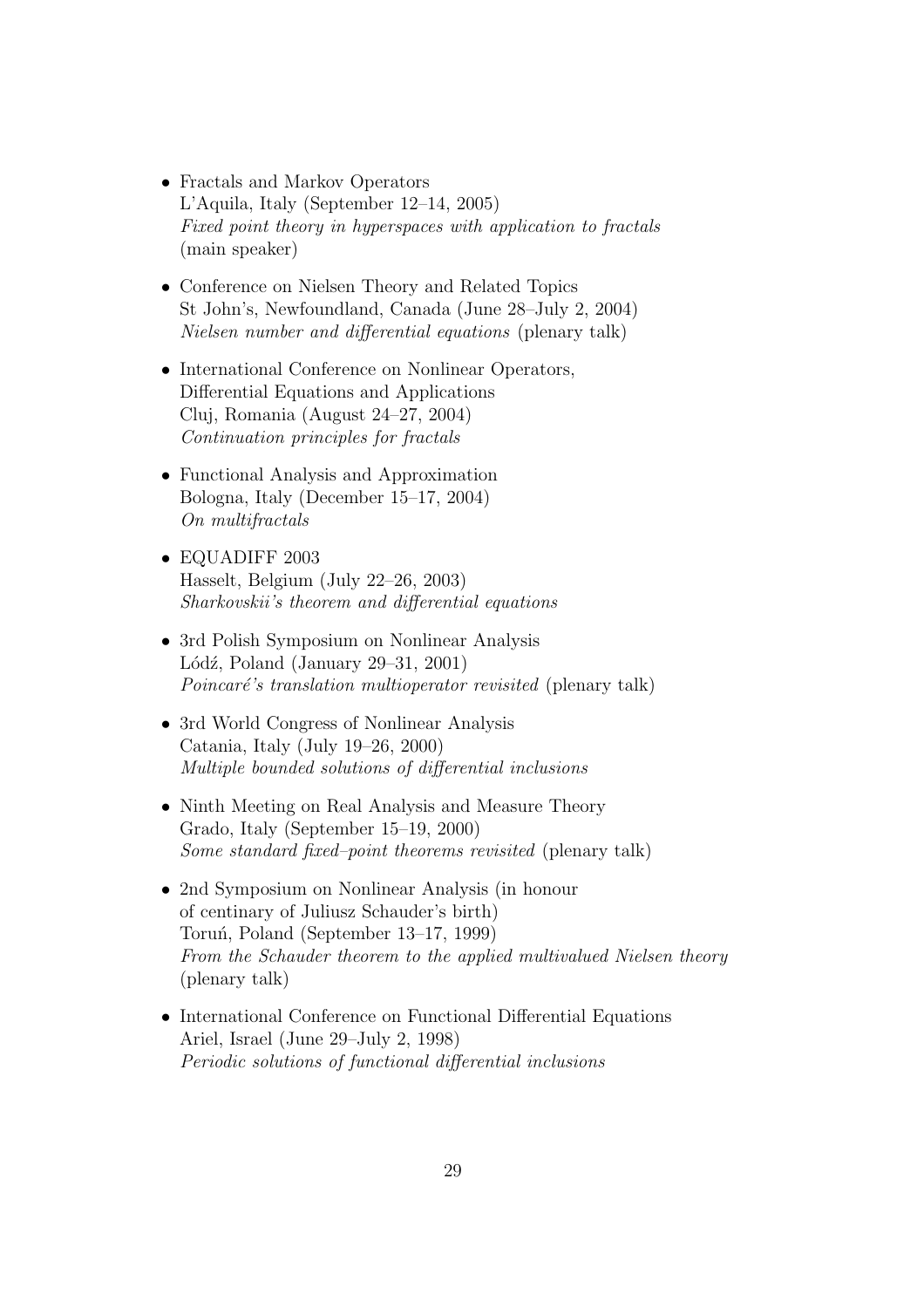- Fractals and Markov Operators
  L'Aquila, Italy (September 12–14, 2005)
  *Fixed point theory in hyperspaces with application to fractals*
  (main speaker)

- Conference on Nielsen Theory and Related Topics
  St John's, Newfoundland, Canada (June 28–July 2, 2004)
  *Nielsen number and differential equations* (plenary talk)

- International Conference on Nonlinear Operators,
  Differential Equations and Applications
  Cluj, Romania (August 24–27, 2004)
  *Continuation principles for fractals*

- Functional Analysis and Approximation
  Bologna, Italy (December 15–17, 2004)
  *On multifractals*

- EQUADIFF 2003
  Hasselt, Belgium (July 22–26, 2003)
  *Sharkovskii's theorem and differential equations*

- 3rd Polish Symposium on Nonlinear Analysis
  Łódź, Poland (January 29–31, 2001)
  *Poincaré's translation multioperator revisited* (plenary talk)

- 3rd World Congress of Nonlinear Analysis
  Catania, Italy (July 19–26, 2000)
  *Multiple bounded solutions of differential inclusions*

- Ninth Meeting on Real Analysis and Measure Theory
  Grado, Italy (September 15–19, 2000)
  *Some standard fixed–point theorems revisited* (plenary talk)

- 2nd Symposium on Nonlinear Analysis (in honour
  of centinary of Juliusz Schauder's birth)
  Toruń, Poland (September 13–17, 1999)
  *From the Schauder theorem to the applied multivalued Nielsen theory*
  (plenary talk)

- International Conference on Functional Differential Equations
  Ariel, Israel (June 29–July 2, 1998)
  *Periodic solutions of functional differential inclusions*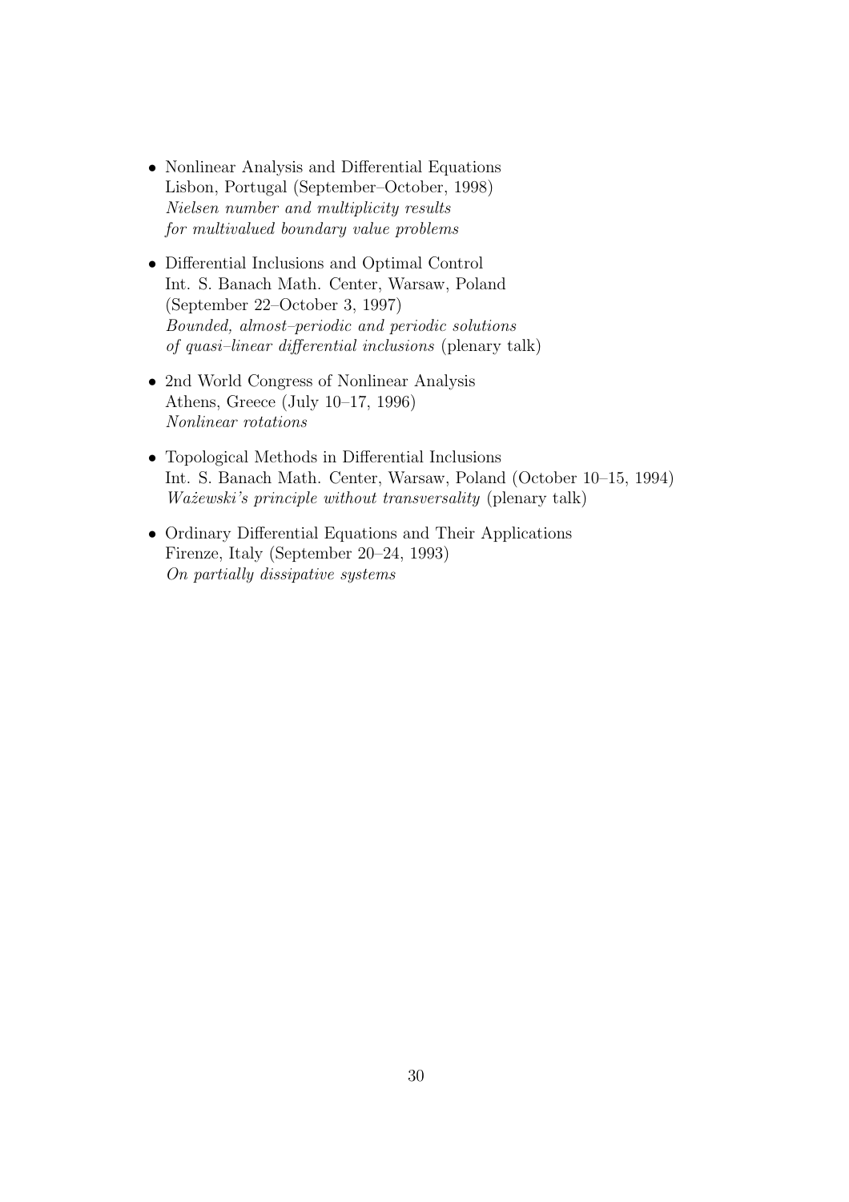- Nonlinear Analysis and Differential Equations
  Lisbon, Portugal (September–October, 1998)
  *Nielsen number and multiplicity results*
  *for multivalued boundary value problems*

- Differential Inclusions and Optimal Control
  Int. S. Banach Math. Center, Warsaw, Poland
  (September 22–October 3, 1997)
  *Bounded, almost–periodic and periodic solutions*
  *of quasi–linear differential inclusions* (plenary talk)

- 2nd World Congress of Nonlinear Analysis
  Athens, Greece (July 10–17, 1996)
  *Nonlinear rotations*

- Topological Methods in Differential Inclusions
  Int. S. Banach Math. Center, Warsaw, Poland (October 10–15, 1994)
  *Ważewski's principle without transversality* (plenary talk)

- Ordinary Differential Equations and Their Applications
  Firenze, Italy (September 20–24, 1993)
  *On partially dissipative systems*